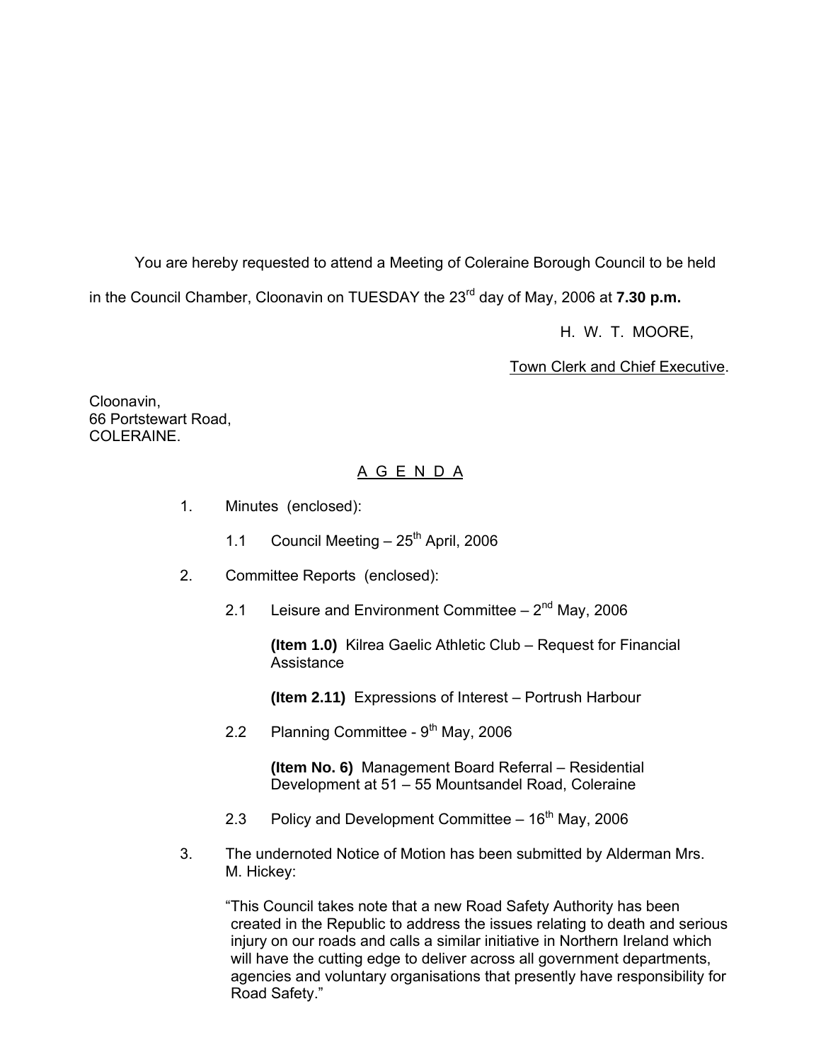You are hereby requested to attend a Meeting of Coleraine Borough Council to be held in the Council Chamber, Cloonavin on TUESDAY the 23rd day of May, 2006 at **7.30 p.m.**

H. W. T. MOORE,

Town Clerk and Chief Executive.

Cloonavin,
66 Portstewart Road,
COLERAINE.

## A G E N D A

1. Minutes (enclosed):

    1.1 Council Meeting – 25th April, 2006

2. Committee Reports (enclosed):

    2.1 Leisure and Environment Committee – 2nd May, 2006

    **(Item 1.0)** Kilrea Gaelic Athletic Club – Request for Financial Assistance

    **(Item 2.11)** Expressions of Interest – Portrush Harbour

    2.2 Planning Committee - 9th May, 2006

    **(Item No. 6)** Management Board Referral – Residential Development at 51 – 55 Mountsandel Road, Coleraine

    2.3 Policy and Development Committee – 16th May, 2006

3. The undernoted Notice of Motion has been submitted by Alderman Mrs. M. Hickey:

    "This Council takes note that a new Road Safety Authority has been created in the Republic to address the issues relating to death and serious injury on our roads and calls a similar initiative in Northern Ireland which will have the cutting edge to deliver across all government departments, agencies and voluntary organisations that presently have responsibility for Road Safety."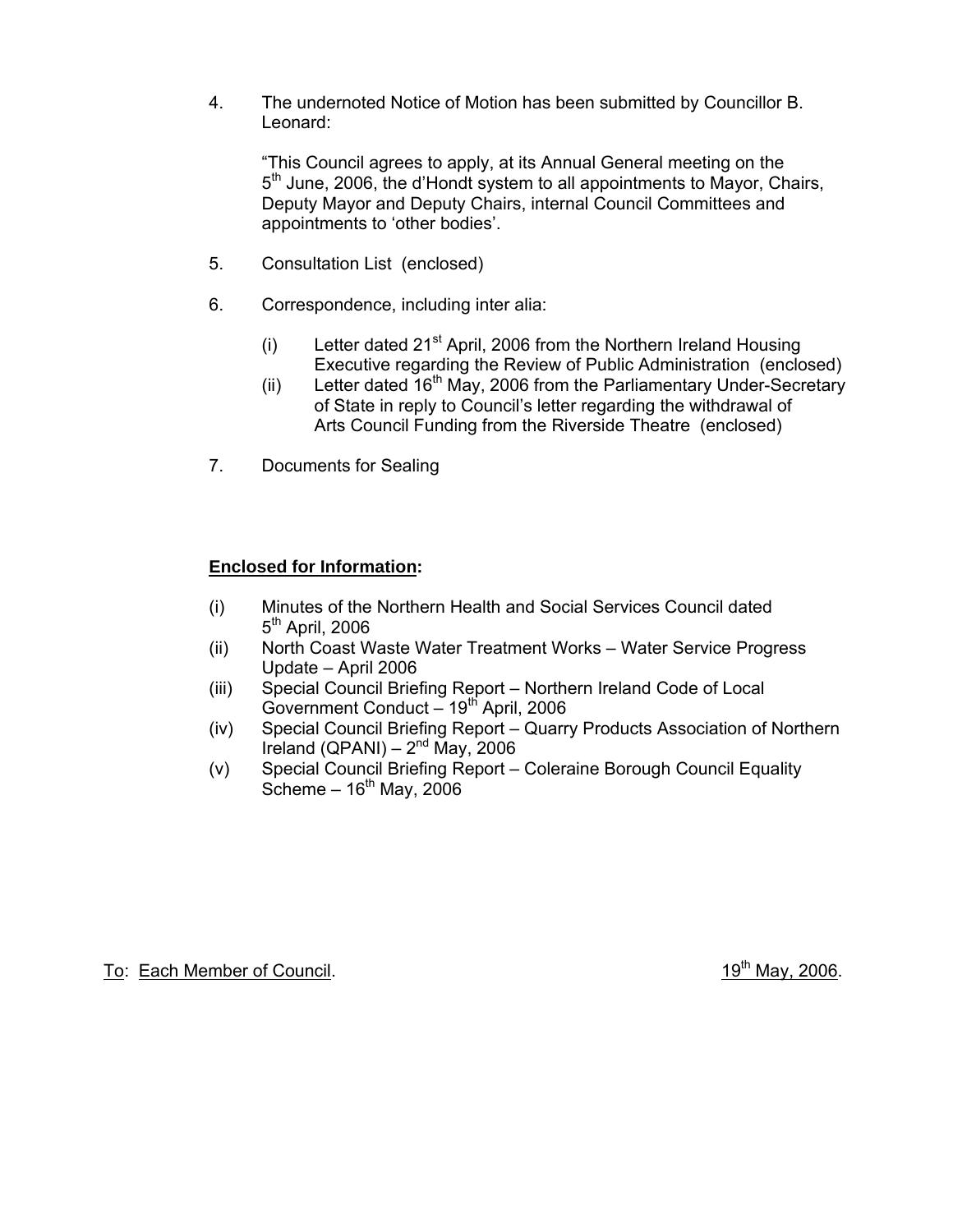4. The undernoted Notice of Motion has been submitted by Councillor B. Leonard:

   "This Council agrees to apply, at its Annual General meeting on the 5th June, 2006, the d'Hondt system to all appointments to Mayor, Chairs, Deputy Mayor and Deputy Chairs, internal Council Committees and appointments to 'other bodies'.

5. Consultation List (enclosed)

6. Correspondence, including inter alia:

   (i) Letter dated 21st April, 2006 from the Northern Ireland Housing Executive regarding the Review of Public Administration (enclosed)
   (ii) Letter dated 16th May, 2006 from the Parliamentary Under-Secretary of State in reply to Council's letter regarding the withdrawal of Arts Council Funding from the Riverside Theatre (enclosed)

7. Documents for Sealing

**Enclosed for Information:**

(i) Minutes of the Northern Health and Social Services Council dated 5th April, 2006
(ii) North Coast Waste Water Treatment Works – Water Service Progress Update – April 2006
(iii) Special Council Briefing Report – Northern Ireland Code of Local Government Conduct – 19th April, 2006
(iv) Special Council Briefing Report – Quarry Products Association of Northern Ireland (QPANI) – 2nd May, 2006
(v) Special Council Briefing Report – Coleraine Borough Council Equality Scheme – 16th May, 2006

To: Each Member of Council. 19th May, 2006.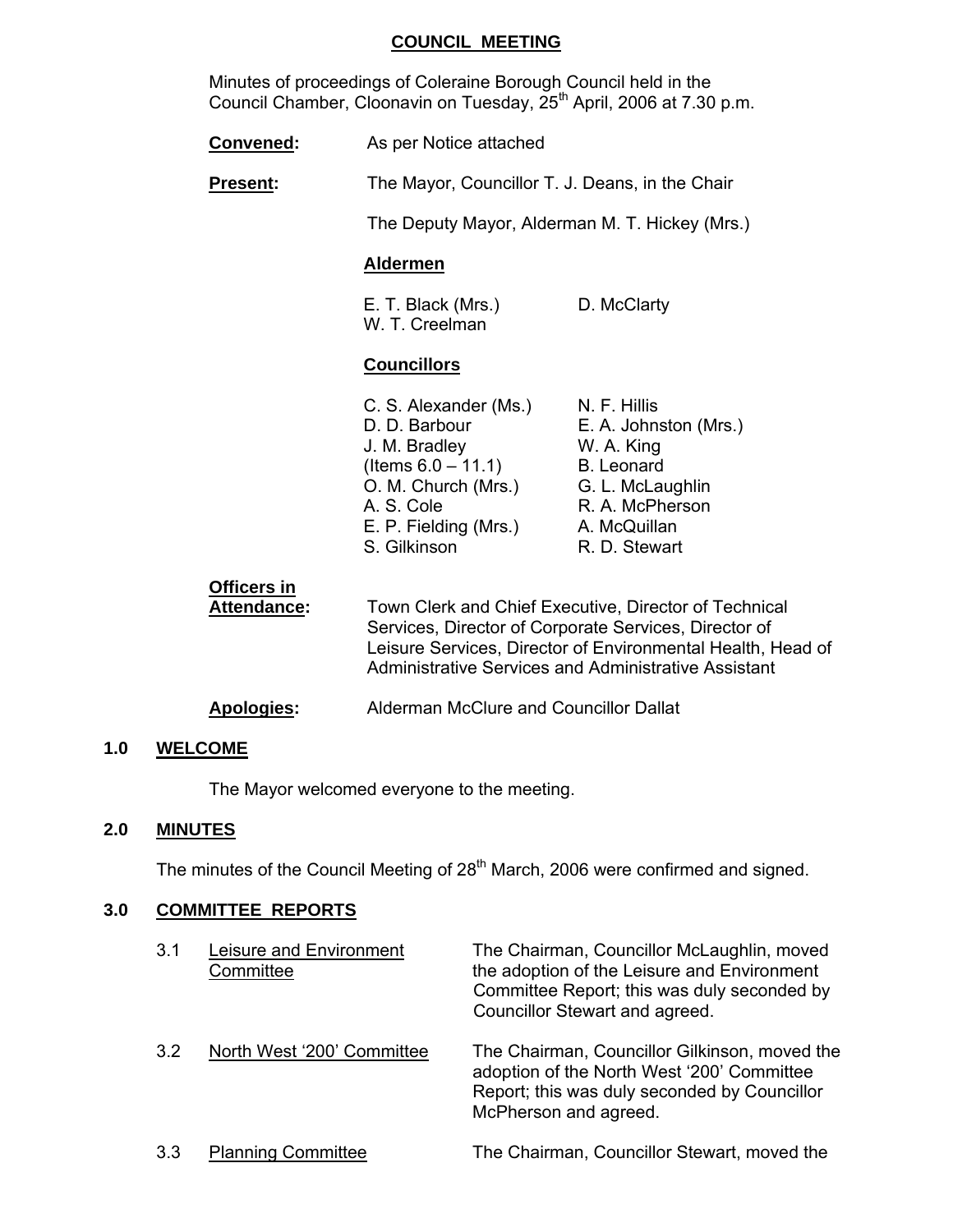# COUNCIL MEETING

Minutes of proceedings of Coleraine Borough Council held in the Council Chamber, Cloonavin on Tuesday, 25th April, 2006 at 7.30 p.m.

**Convened:** As per Notice attached

**Present:** The Mayor, Councillor T. J. Deans, in the Chair

The Deputy Mayor, Alderman M. T. Hickey (Mrs.)

**Aldermen**

E. T. Black (Mrs.)
W. T. Creelman
D. McClarty

**Councillors**

C. S. Alexander (Ms.)
D. D. Barbour
J. M. Bradley (Items 6.0 – 11.1)
O. M. Church (Mrs.)
A. S. Cole
E. P. Fielding (Mrs.)
S. Gilkinson
N. F. Hillis
E. A. Johnston (Mrs.)
W. A. King
B. Leonard
G. L. McLaughlin
R. A. McPherson
A. McQuillan
R. D. Stewart

**Officers in Attendance:** Town Clerk and Chief Executive, Director of Technical Services, Director of Corporate Services, Director of Leisure Services, Director of Environmental Health, Head of Administrative Services and Administrative Assistant

**Apologies:** Alderman McClure and Councillor Dallat

## 1.0 WELCOME

The Mayor welcomed everyone to the meeting.

## 2.0 MINUTES

The minutes of the Council Meeting of 28th March, 2006 were confirmed and signed.

## 3.0 COMMITTEE REPORTS

3.1 Leisure and Environment Committee — The Chairman, Councillor McLaughlin, moved the adoption of the Leisure and Environment Committee Report; this was duly seconded by Councillor Stewart and agreed.

3.2 North West '200' Committee — The Chairman, Councillor Gilkinson, moved the adoption of the North West '200' Committee Report; this was duly seconded by Councillor McPherson and agreed.

3.3 Planning Committee — The Chairman, Councillor Stewart, moved the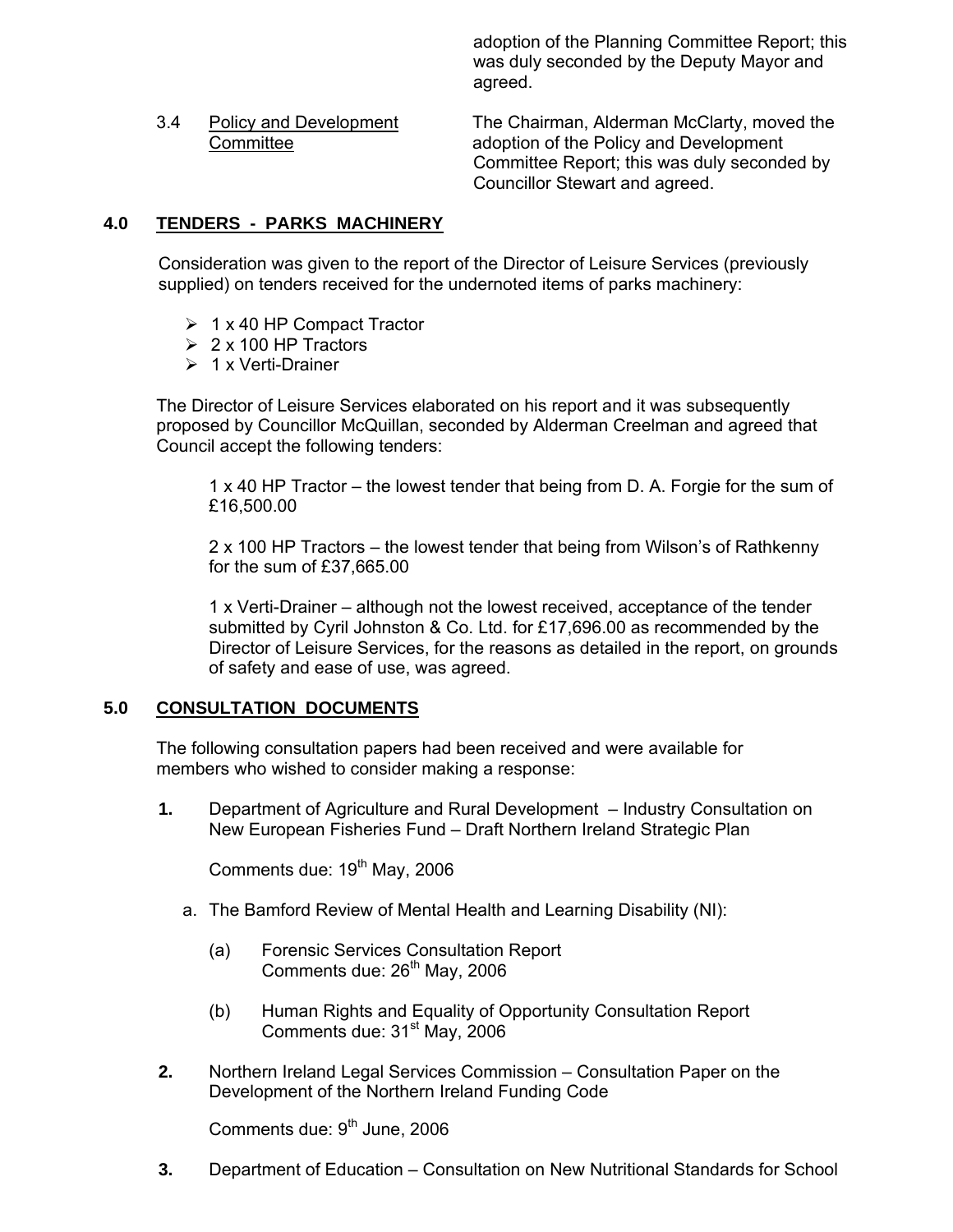adoption of the Planning Committee Report; this was duly seconded by the Deputy Mayor and agreed.

3.4 Policy and Development Committee

The Chairman, Alderman McClarty, moved the adoption of the Policy and Development Committee Report; this was duly seconded by Councillor Stewart and agreed.

## 4.0 TENDERS - PARKS MACHINERY

Consideration was given to the report of the Director of Leisure Services (previously supplied) on tenders received for the undernoted items of parks machinery:

- 1 x 40 HP Compact Tractor
- 2 x 100 HP Tractors
- 1 x Verti-Drainer

The Director of Leisure Services elaborated on his report and it was subsequently proposed by Councillor McQuillan, seconded by Alderman Creelman and agreed that Council accept the following tenders:

1 x 40 HP Tractor – the lowest tender that being from D. A. Forgie for the sum of £16,500.00

2 x 100 HP Tractors – the lowest tender that being from Wilson's of Rathkenny for the sum of £37,665.00

1 x Verti-Drainer – although not the lowest received, acceptance of the tender submitted by Cyril Johnston & Co. Ltd. for £17,696.00 as recommended by the Director of Leisure Services, for the reasons as detailed in the report, on grounds of safety and ease of use, was agreed.

## 5.0 CONSULTATION DOCUMENTS

The following consultation papers had been received and were available for members who wished to consider making a response:

**1.** Department of Agriculture and Rural Development – Industry Consultation on New European Fisheries Fund – Draft Northern Ireland Strategic Plan

Comments due: 19th May, 2006

a. The Bamford Review of Mental Health and Learning Disability (NI):

(a) Forensic Services Consultation Report
Comments due: 26th May, 2006

(b) Human Rights and Equality of Opportunity Consultation Report
Comments due: 31st May, 2006

**2.** Northern Ireland Legal Services Commission – Consultation Paper on the Development of the Northern Ireland Funding Code

Comments due: 9th June, 2006

**3.** Department of Education – Consultation on New Nutritional Standards for School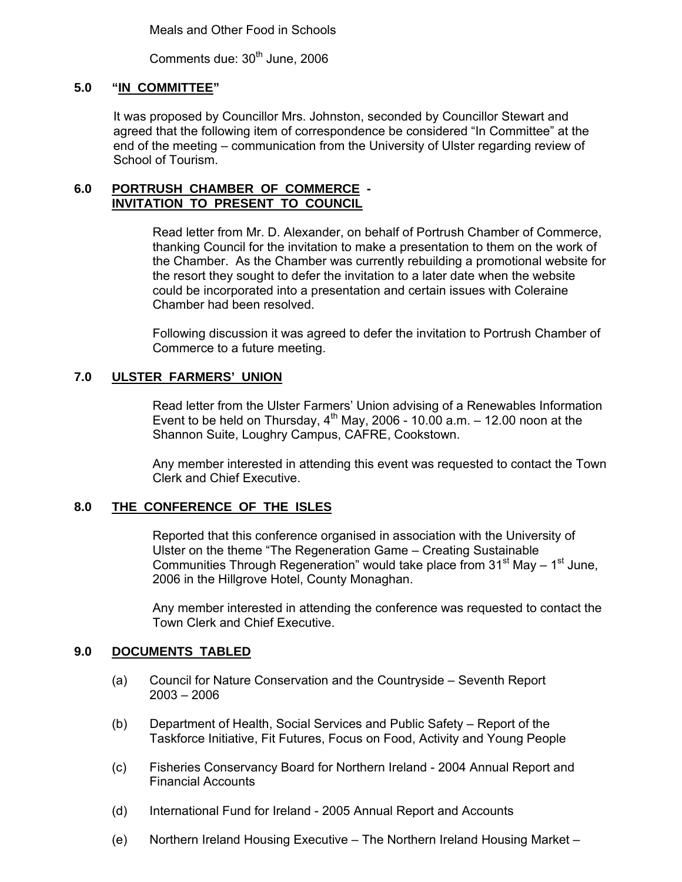Meals and Other Food in Schools

Comments due: 30th June, 2006

## 5.0 "IN COMMITTEE"

It was proposed by Councillor Mrs. Johnston, seconded by Councillor Stewart and agreed that the following item of correspondence be considered "In Committee" at the end of the meeting – communication from the University of Ulster regarding review of School of Tourism.

## 6.0 PORTRUSH CHAMBER OF COMMERCE - INVITATION TO PRESENT TO COUNCIL

Read letter from Mr. D. Alexander, on behalf of Portrush Chamber of Commerce, thanking Council for the invitation to make a presentation to them on the work of the Chamber. As the Chamber was currently rebuilding a promotional website for the resort they sought to defer the invitation to a later date when the website could be incorporated into a presentation and certain issues with Coleraine Chamber had been resolved.

Following discussion it was agreed to defer the invitation to Portrush Chamber of Commerce to a future meeting.

## 7.0 ULSTER FARMERS' UNION

Read letter from the Ulster Farmers' Union advising of a Renewables Information Event to be held on Thursday, 4th May, 2006 - 10.00 a.m. – 12.00 noon at the Shannon Suite, Loughry Campus, CAFRE, Cookstown.

Any member interested in attending this event was requested to contact the Town Clerk and Chief Executive.

## 8.0 THE CONFERENCE OF THE ISLES

Reported that this conference organised in association with the University of Ulster on the theme "The Regeneration Game – Creating Sustainable Communities Through Regeneration" would take place from 31st May – 1st June, 2006 in the Hillgrove Hotel, County Monaghan.

Any member interested in attending the conference was requested to contact the Town Clerk and Chief Executive.

## 9.0 DOCUMENTS TABLED

(a) Council for Nature Conservation and the Countryside – Seventh Report 2003 – 2006

(b) Department of Health, Social Services and Public Safety – Report of the Taskforce Initiative, Fit Futures, Focus on Food, Activity and Young People

(c) Fisheries Conservancy Board for Northern Ireland - 2004 Annual Report and Financial Accounts

(d) International Fund for Ireland - 2005 Annual Report and Accounts

(e) Northern Ireland Housing Executive – The Northern Ireland Housing Market –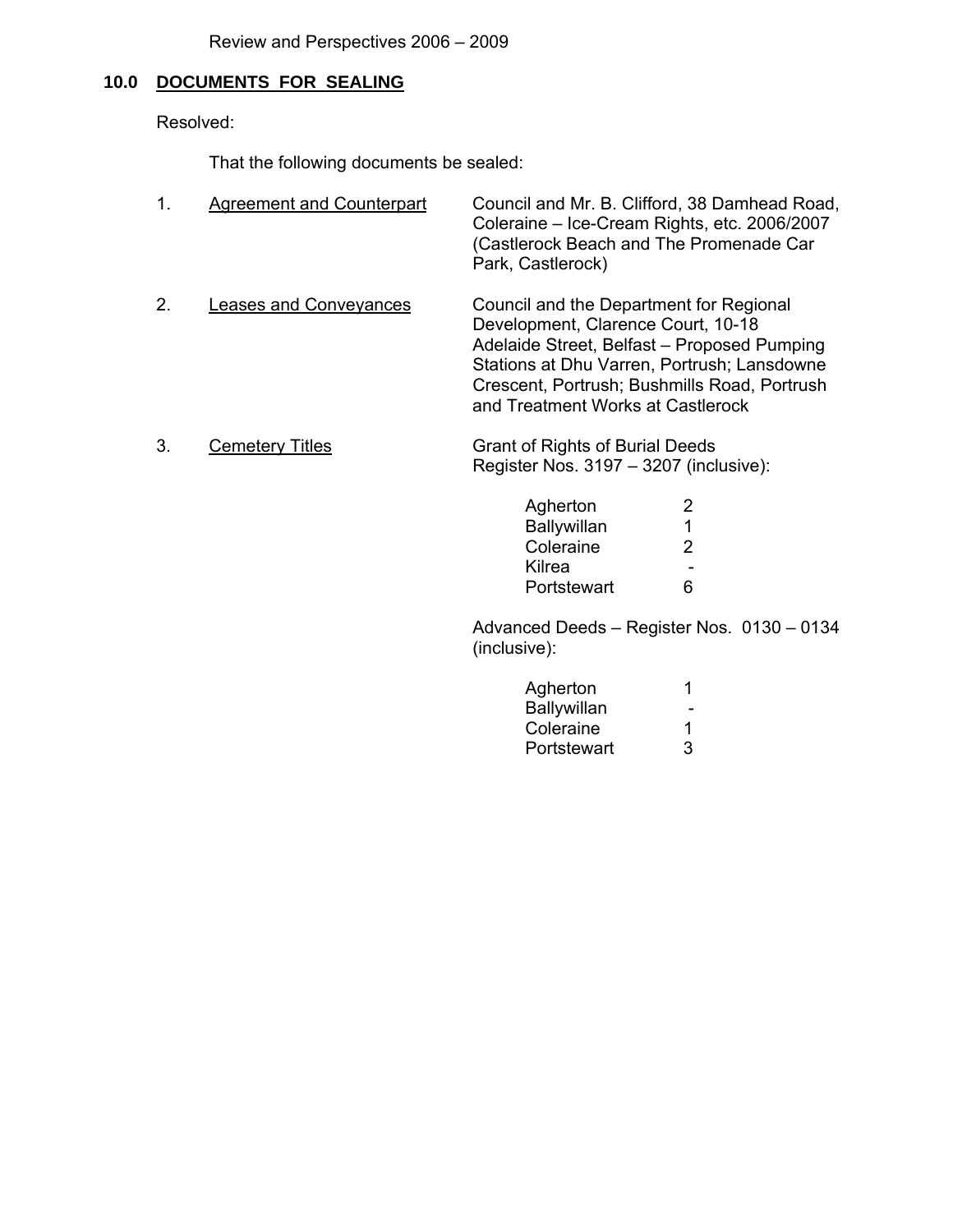Review and Perspectives 2006 – 2009

## 10.0 DOCUMENTS FOR SEALING

Resolved:

That the following documents be sealed:

1. Agreement and Counterpart — Council and Mr. B. Clifford, 38 Damhead Road, Coleraine – Ice-Cream Rights, etc. 2006/2007 (Castlerock Beach and The Promenade Car Park, Castlerock)

2. Leases and Conveyances — Council and the Department for Regional Development, Clarence Court, 10-18 Adelaide Street, Belfast – Proposed Pumping Stations at Dhu Varren, Portrush; Lansdowne Crescent, Portrush; Bushmills Road, Portrush and Treatment Works at Castlerock

3. Cemetery Titles — Grant of Rights of Burial Deeds Register Nos. 3197 – 3207 (inclusive):

| | |
|---|---|
| Agherton | 2 |
| Ballywillan | 1 |
| Coleraine | 2 |
| Kilrea | - |
| Portstewart | 6 |

Advanced Deeds – Register Nos. 0130 – 0134 (inclusive):

| | |
|---|---|
| Agherton | 1 |
| Ballywillan | - |
| Coleraine | 1 |
| Portstewart | 3 |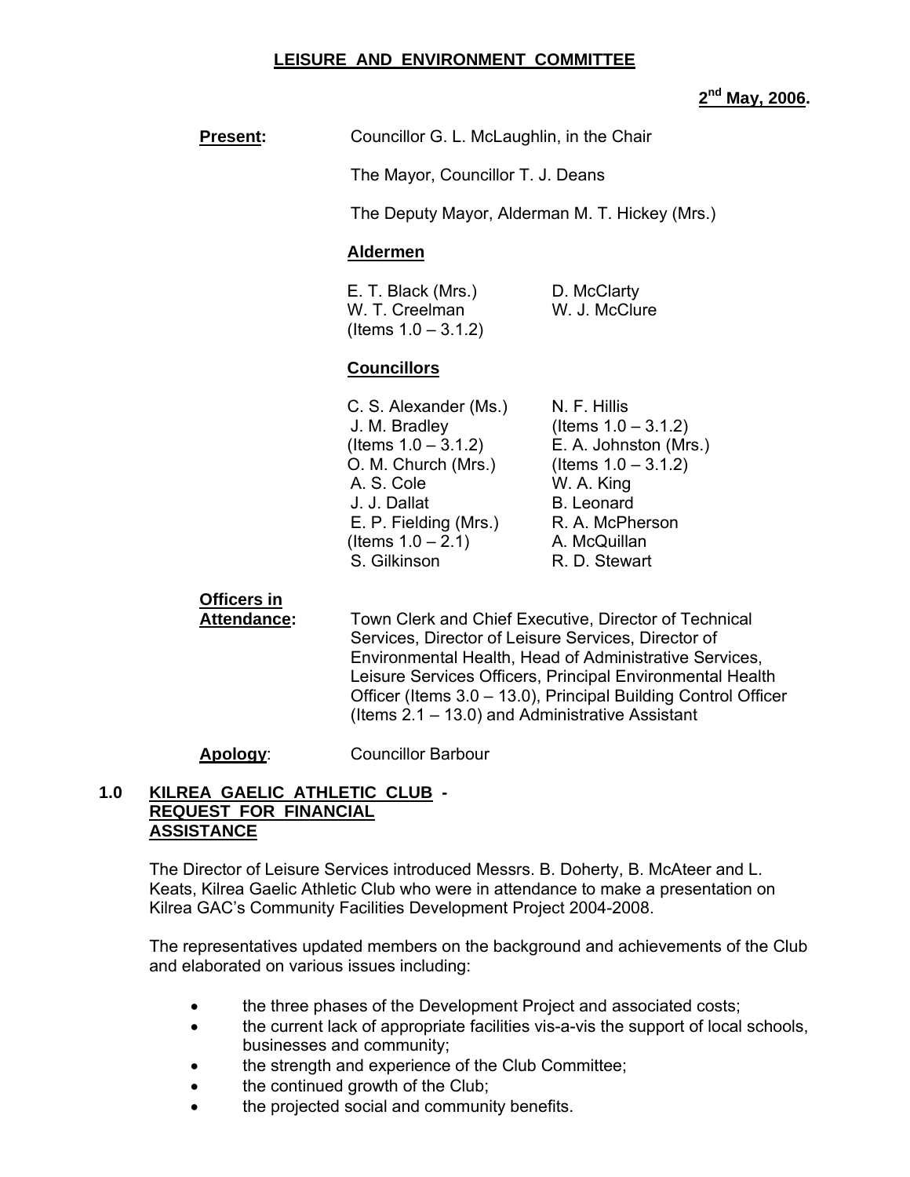# LEISURE AND ENVIRONMENT COMMITTEE

**2nd May, 2006.**

**Present:** Councillor G. L. McLaughlin, in the Chair

The Mayor, Councillor T. J. Deans

The Deputy Mayor, Alderman M. T. Hickey (Mrs.)

**Aldermen**

E. T. Black (Mrs.)
W. T. Creelman (Items 1.0 – 3.1.2)
D. McClarty
W. J. McClure

**Councillors**

C. S. Alexander (Ms.)
J. M. Bradley (Items 1.0 – 3.1.2)
O. M. Church (Mrs.)
A. S. Cole
J. J. Dallat
E. P. Fielding (Mrs.) (Items 1.0 – 2.1)
S. Gilkinson
N. F. Hillis (Items 1.0 – 3.1.2)
E. A. Johnston (Mrs.) (Items 1.0 – 3.1.2)
W. A. King
B. Leonard
R. A. McPherson
A. McQuillan
R. D. Stewart

**Officers in Attendance:** Town Clerk and Chief Executive, Director of Technical Services, Director of Leisure Services, Director of Environmental Health, Head of Administrative Services, Leisure Services Officers, Principal Environmental Health Officer (Items 3.0 – 13.0), Principal Building Control Officer (Items 2.1 – 13.0) and Administrative Assistant

**Apology:** Councillor Barbour

## 1.0 KILREA GAELIC ATHLETIC CLUB - REQUEST FOR FINANCIAL ASSISTANCE

The Director of Leisure Services introduced Messrs. B. Doherty, B. McAteer and L. Keats, Kilrea Gaelic Athletic Club who were in attendance to make a presentation on Kilrea GAC's Community Facilities Development Project 2004-2008.

The representatives updated members on the background and achievements of the Club and elaborated on various issues including:

- the three phases of the Development Project and associated costs;
- the current lack of appropriate facilities vis-a-vis the support of local schools, businesses and community;
- the strength and experience of the Club Committee;
- the continued growth of the Club;
- the projected social and community benefits.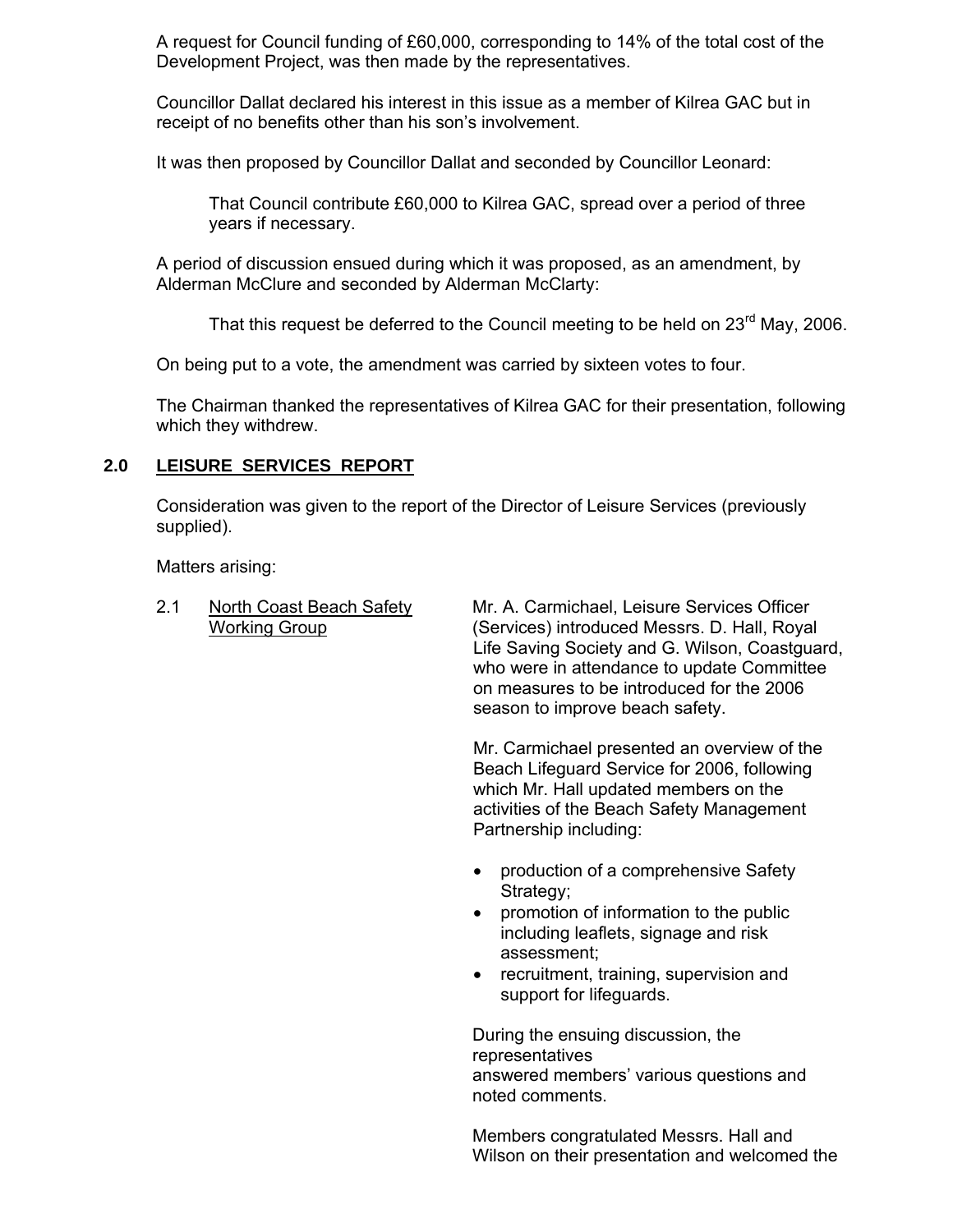A request for Council funding of £60,000, corresponding to 14% of the total cost of the Development Project, was then made by the representatives.

Councillor Dallat declared his interest in this issue as a member of Kilrea GAC but in receipt of no benefits other than his son's involvement.

It was then proposed by Councillor Dallat and seconded by Councillor Leonard:

> That Council contribute £60,000 to Kilrea GAC, spread over a period of three years if necessary.

A period of discussion ensued during which it was proposed, as an amendment, by Alderman McClure and seconded by Alderman McClarty:

> That this request be deferred to the Council meeting to be held on 23rd May, 2006.

On being put to a vote, the amendment was carried by sixteen votes to four.

The Chairman thanked the representatives of Kilrea GAC for their presentation, following which they withdrew.

## 2.0 LEISURE SERVICES REPORT

Consideration was given to the report of the Director of Leisure Services (previously supplied).

Matters arising:

2.1 North Coast Beach Safety Working Group

Mr. A. Carmichael, Leisure Services Officer (Services) introduced Messrs. D. Hall, Royal Life Saving Society and G. Wilson, Coastguard, who were in attendance to update Committee on measures to be introduced for the 2006 season to improve beach safety.

Mr. Carmichael presented an overview of the Beach Lifeguard Service for 2006, following which Mr. Hall updated members on the activities of the Beach Safety Management Partnership including:

- production of a comprehensive Safety Strategy;
- promotion of information to the public including leaflets, signage and risk assessment;
- recruitment, training, supervision and support for lifeguards.

During the ensuing discussion, the representatives answered members' various questions and noted comments.

Members congratulated Messrs. Hall and Wilson on their presentation and welcomed the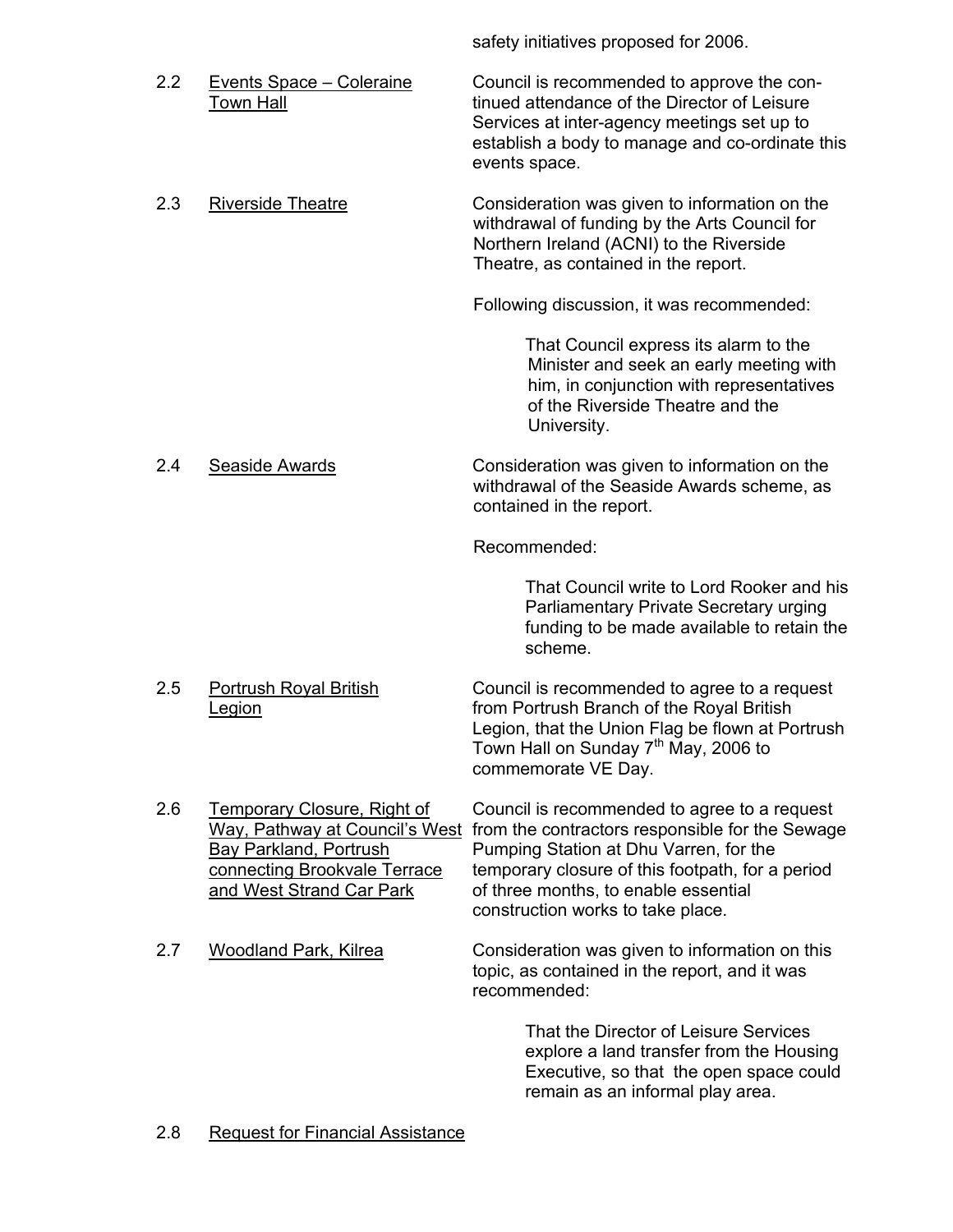safety initiatives proposed for 2006.

2.2 Events Space – Coleraine Town Hall

Council is recommended to approve the continued attendance of the Director of Leisure Services at inter-agency meetings set up to establish a body to manage and co-ordinate this events space.

2.3 Riverside Theatre

Consideration was given to information on the withdrawal of funding by the Arts Council for Northern Ireland (ACNI) to the Riverside Theatre, as contained in the report.

Following discussion, it was recommended:

> That Council express its alarm to the Minister and seek an early meeting with him, in conjunction with representatives of the Riverside Theatre and the University.

2.4 Seaside Awards

Consideration was given to information on the withdrawal of the Seaside Awards scheme, as contained in the report.

Recommended:

> That Council write to Lord Rooker and his Parliamentary Private Secretary urging funding to be made available to retain the scheme.

2.5 Portrush Royal British Legion

Council is recommended to agree to a request from Portrush Branch of the Royal British Legion, that the Union Flag be flown at Portrush Town Hall on Sunday 7th May, 2006 to commemorate VE Day.

2.6 Temporary Closure, Right of Way, Pathway at Council's West Bay Parkland, Portrush connecting Brookvale Terrace and West Strand Car Park

Council is recommended to agree to a request from the contractors responsible for the Sewage Pumping Station at Dhu Varren, for the temporary closure of this footpath, for a period of three months, to enable essential construction works to take place.

2.7 Woodland Park, Kilrea

Consideration was given to information on this topic, as contained in the report, and it was recommended:

> That the Director of Leisure Services explore a land transfer from the Housing Executive, so that the open space could remain as an informal play area.

2.8 Request for Financial Assistance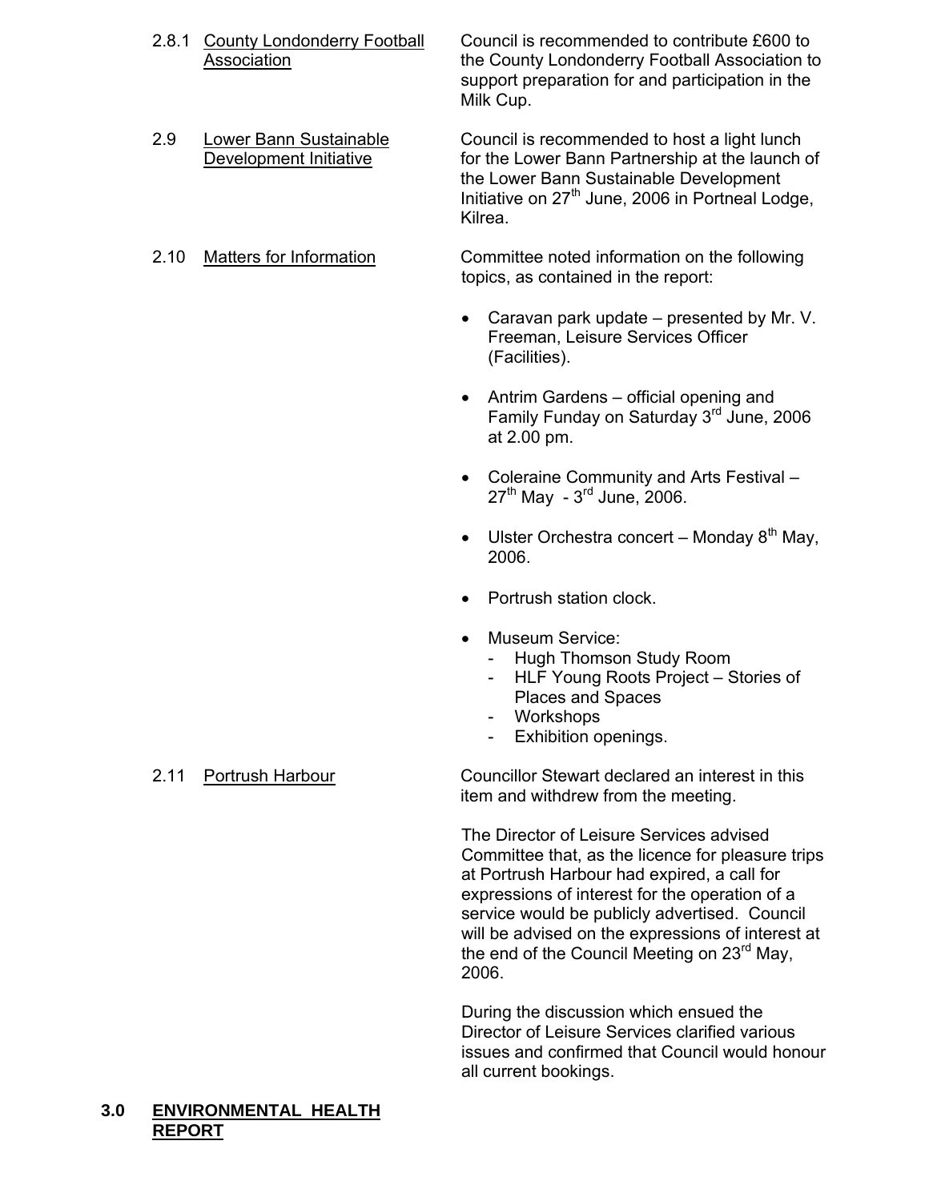2.8.1 <u>County Londonderry Football Association</u>

Council is recommended to contribute £600 to the County Londonderry Football Association to support preparation for and participation in the Milk Cup.

2.9 <u>Lower Bann Sustainable Development Initiative</u>

Council is recommended to host a light lunch for the Lower Bann Partnership at the launch of the Lower Bann Sustainable Development Initiative on 27th June, 2006 in Portneal Lodge, Kilrea.

2.10 <u>Matters for Information</u>

Committee noted information on the following topics, as contained in the report:

- Caravan park update – presented by Mr. V. Freeman, Leisure Services Officer (Facilities).
- Antrim Gardens – official opening and Family Funday on Saturday 3rd June, 2006 at 2.00 pm.
- Coleraine Community and Arts Festival – 27th May - 3rd June, 2006.
- Ulster Orchestra concert – Monday 8th May, 2006.
- Portrush station clock.
- Museum Service:
  - Hugh Thomson Study Room
  - HLF Young Roots Project – Stories of Places and Spaces
  - Workshops
  - Exhibition openings.

2.11 <u>Portrush Harbour</u>

Councillor Stewart declared an interest in this item and withdrew from the meeting.

The Director of Leisure Services advised Committee that, as the licence for pleasure trips at Portrush Harbour had expired, a call for expressions of interest for the operation of a service would be publicly advertised. Council will be advised on the expressions of interest at the end of the Council Meeting on 23rd May, 2006.

During the discussion which ensued the Director of Leisure Services clarified various issues and confirmed that Council would honour all current bookings.

## 3.0 ENVIRONMENTAL HEALTH REPORT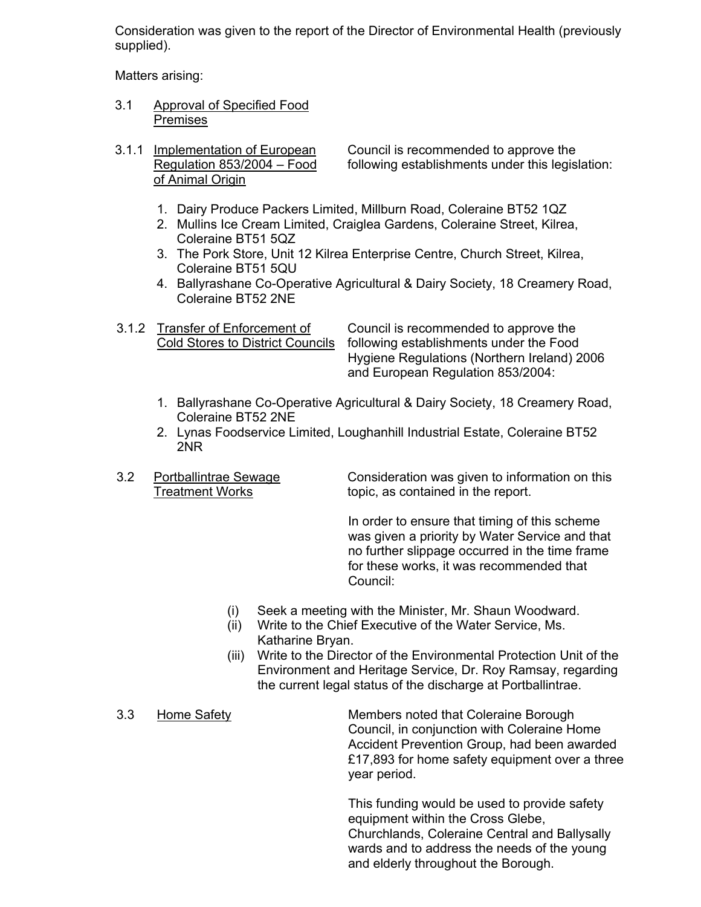Consideration was given to the report of the Director of Environmental Health (previously supplied).

Matters arising:

3.1 Approval of Specified Food Premises

3.1.1 Implementation of European Regulation 853/2004 – Food of Animal Origin

Council is recommended to approve the following establishments under this legislation:

1. Dairy Produce Packers Limited, Millburn Road, Coleraine BT52 1QZ
2. Mullins Ice Cream Limited, Craiglea Gardens, Coleraine Street, Kilrea, Coleraine BT51 5QZ
3. The Pork Store, Unit 12 Kilrea Enterprise Centre, Church Street, Kilrea, Coleraine BT51 5QU
4. Ballyrashane Co-Operative Agricultural & Dairy Society, 18 Creamery Road, Coleraine BT52 2NE

3.1.2 Transfer of Enforcement of Cold Stores to District Councils

Council is recommended to approve the following establishments under the Food Hygiene Regulations (Northern Ireland) 2006 and European Regulation 853/2004:

1. Ballyrashane Co-Operative Agricultural & Dairy Society, 18 Creamery Road, Coleraine BT52 2NE
2. Lynas Foodservice Limited, Loughanhill Industrial Estate, Coleraine BT52 2NR

3.2 Portballintrae Sewage Treatment Works

Consideration was given to information on this topic, as contained in the report.

In order to ensure that timing of this scheme was given a priority by Water Service and that no further slippage occurred in the time frame for these works, it was recommended that Council:

(i) Seek a meeting with the Minister, Mr. Shaun Woodward.
(ii) Write to the Chief Executive of the Water Service, Ms. Katharine Bryan.
(iii) Write to the Director of the Environmental Protection Unit of the Environment and Heritage Service, Dr. Roy Ramsay, regarding the current legal status of the discharge at Portballintrae.

3.3 Home Safety

Members noted that Coleraine Borough Council, in conjunction with Coleraine Home Accident Prevention Group, had been awarded £17,893 for home safety equipment over a three year period.

This funding would be used to provide safety equipment within the Cross Glebe, Churchlands, Coleraine Central and Ballysally wards and to address the needs of the young and elderly throughout the Borough.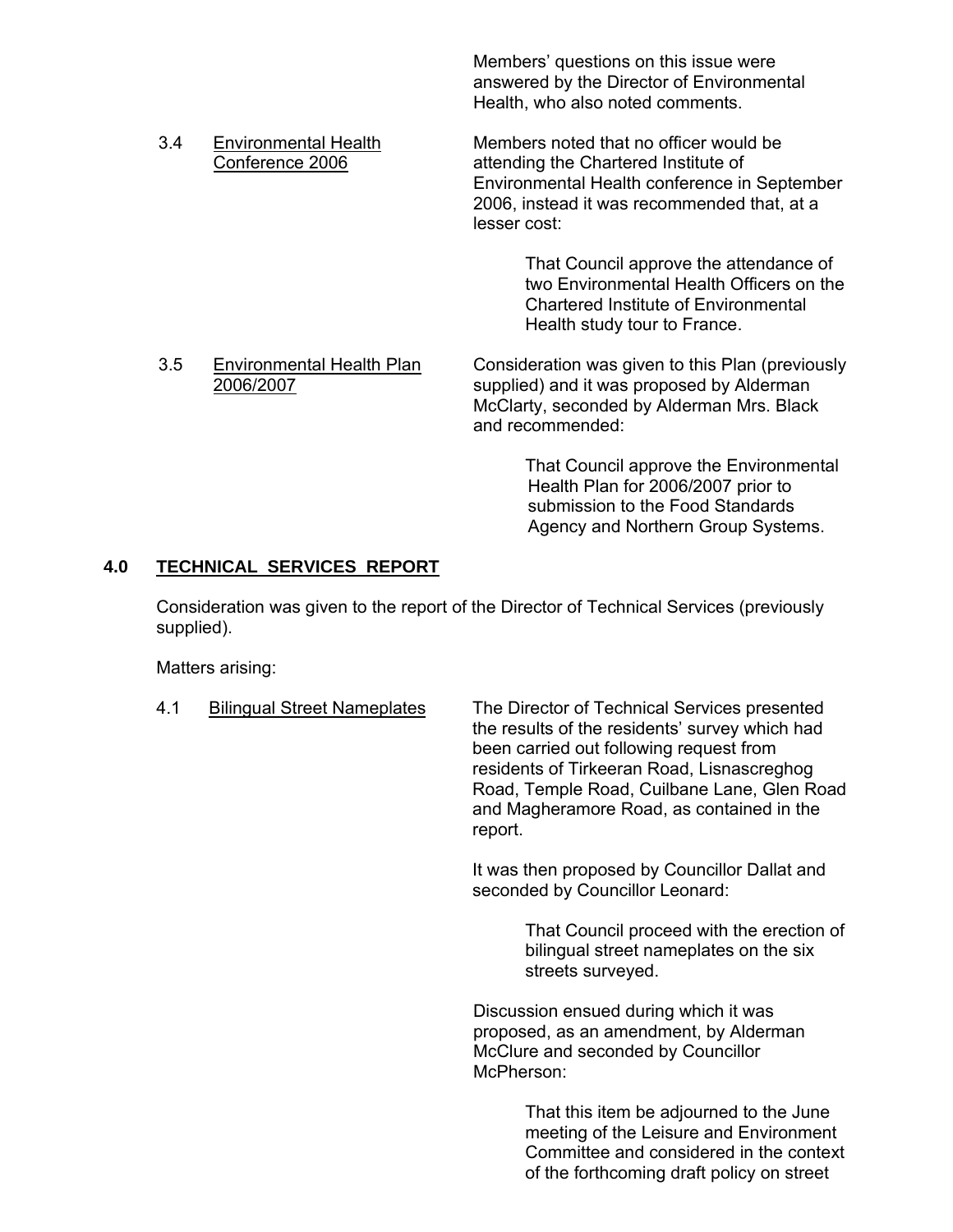Members' questions on this issue were answered by the Director of Environmental Health, who also noted comments.

3.4 Environmental Health Conference 2006

Members noted that no officer would be attending the Chartered Institute of Environmental Health conference in September 2006, instead it was recommended that, at a lesser cost:

> That Council approve the attendance of two Environmental Health Officers on the Chartered Institute of Environmental Health study tour to France.

3.5 Environmental Health Plan 2006/2007

Consideration was given to this Plan (previously supplied) and it was proposed by Alderman McClarty, seconded by Alderman Mrs. Black and recommended:

> That Council approve the Environmental Health Plan for 2006/2007 prior to submission to the Food Standards Agency and Northern Group Systems.

## 4.0 TECHNICAL SERVICES REPORT

Consideration was given to the report of the Director of Technical Services (previously supplied).

Matters arising:

4.1 Bilingual Street Nameplates

The Director of Technical Services presented the results of the residents' survey which had been carried out following request from residents of Tirkeeran Road, Lisnascreghog Road, Temple Road, Cuilbane Lane, Glen Road and Magheramore Road, as contained in the report.

It was then proposed by Councillor Dallat and seconded by Councillor Leonard:

> That Council proceed with the erection of bilingual street nameplates on the six streets surveyed.

Discussion ensued during which it was proposed, as an amendment, by Alderman McClure and seconded by Councillor McPherson:

> That this item be adjourned to the June meeting of the Leisure and Environment Committee and considered in the context of the forthcoming draft policy on street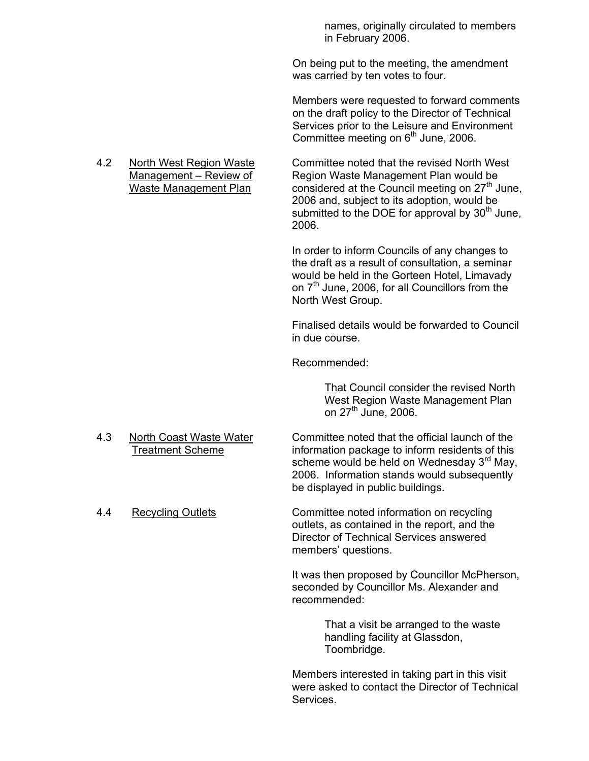names, originally circulated to members in February 2006.

On being put to the meeting, the amendment was carried by ten votes to four.

Members were requested to forward comments on the draft policy to the Director of Technical Services prior to the Leisure and Environment Committee meeting on 6th June, 2006.

4.2 <u>North West Region Waste Management – Review of Waste Management Plan</u>

Committee noted that the revised North West Region Waste Management Plan would be considered at the Council meeting on 27th June, 2006 and, subject to its adoption, would be submitted to the DOE for approval by 30th June, 2006.

In order to inform Councils of any changes to the draft as a result of consultation, a seminar would be held in the Gorteen Hotel, Limavady on 7th June, 2006, for all Councillors from the North West Group.

Finalised details would be forwarded to Council in due course.

Recommended:

> That Council consider the revised North West Region Waste Management Plan on 27th June, 2006.

4.3 <u>North Coast Waste Water Treatment Scheme</u>

Committee noted that the official launch of the information package to inform residents of this scheme would be held on Wednesday 3rd May, 2006. Information stands would subsequently be displayed in public buildings.

4.4 <u>Recycling Outlets</u>

Committee noted information on recycling outlets, as contained in the report, and the Director of Technical Services answered members' questions.

It was then proposed by Councillor McPherson, seconded by Councillor Ms. Alexander and recommended:

> That a visit be arranged to the waste handling facility at Glassdon, Toombridge.

Members interested in taking part in this visit were asked to contact the Director of Technical Services.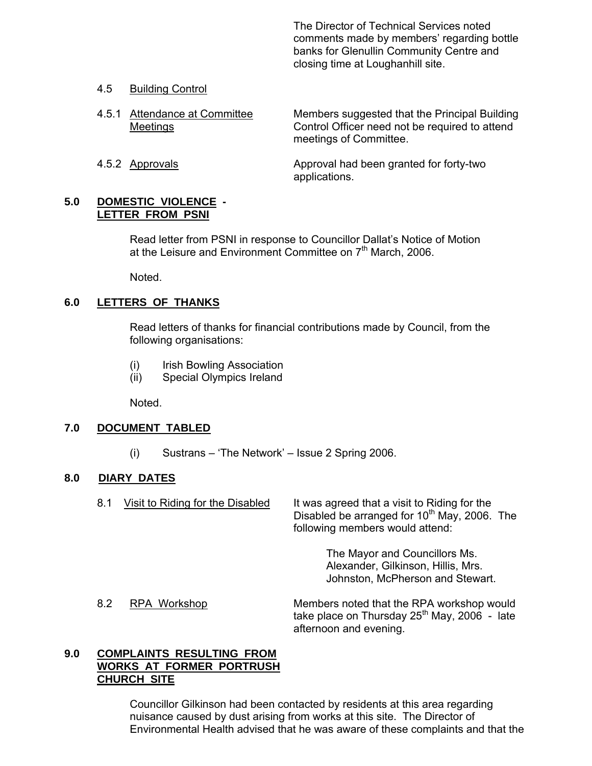The Director of Technical Services noted comments made by members' regarding bottle banks for Glenullin Community Centre and closing time at Loughanhill site.

4.5 Building Control

4.5.1 Attendance at Committee Meetings — Members suggested that the Principal Building Control Officer need not be required to attend meetings of Committee.

4.5.2 Approvals — Approval had been granted for forty-two applications.

## 5.0 DOMESTIC VIOLENCE - LETTER FROM PSNI

Read letter from PSNI in response to Councillor Dallat's Notice of Motion at the Leisure and Environment Committee on 7th March, 2006.

Noted.

## 6.0 LETTERS OF THANKS

Read letters of thanks for financial contributions made by Council, from the following organisations:

(i) Irish Bowling Association
(ii) Special Olympics Ireland

Noted.

## 7.0 DOCUMENT TABLED

(i) Sustrans – 'The Network' – Issue 2 Spring 2006.

## 8.0 DIARY DATES

8.1 Visit to Riding for the Disabled — It was agreed that a visit to Riding for the Disabled be arranged for 10th May, 2006. The following members would attend:

The Mayor and Councillors Ms. Alexander, Gilkinson, Hillis, Mrs. Johnston, McPherson and Stewart.

8.2 RPA Workshop — Members noted that the RPA workshop would take place on Thursday 25th May, 2006 - late afternoon and evening.

## 9.0 COMPLAINTS RESULTING FROM WORKS AT FORMER PORTRUSH CHURCH SITE

Councillor Gilkinson had been contacted by residents at this area regarding nuisance caused by dust arising from works at this site. The Director of Environmental Health advised that he was aware of these complaints and that the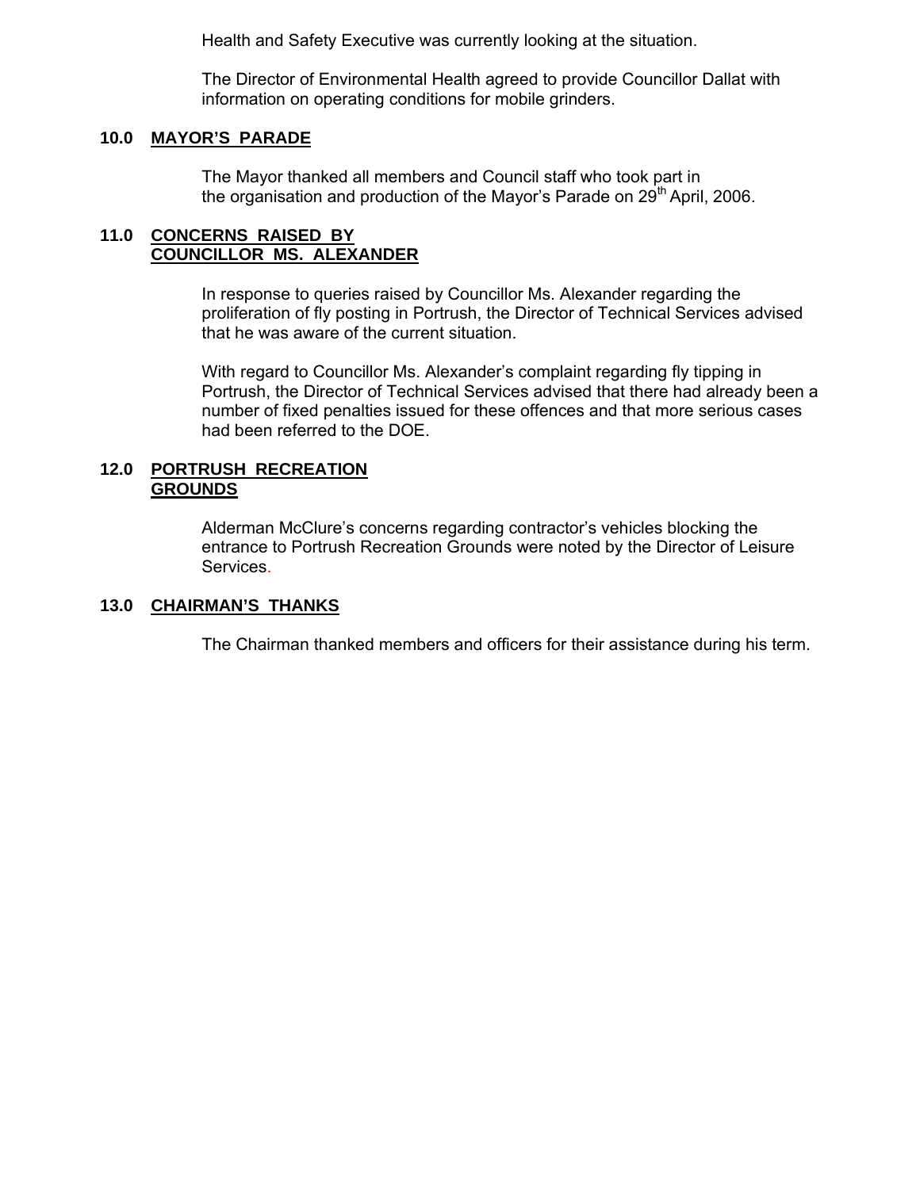Health and Safety Executive was currently looking at the situation.

The Director of Environmental Health agreed to provide Councillor Dallat with information on operating conditions for mobile grinders.

**10.0 MAYOR'S PARADE**

The Mayor thanked all members and Council staff who took part in the organisation and production of the Mayor's Parade on 29th April, 2006.

**11.0 CONCERNS RAISED BY COUNCILLOR MS. ALEXANDER**

In response to queries raised by Councillor Ms. Alexander regarding the proliferation of fly posting in Portrush, the Director of Technical Services advised that he was aware of the current situation.

With regard to Councillor Ms. Alexander's complaint regarding fly tipping in Portrush, the Director of Technical Services advised that there had already been a number of fixed penalties issued for these offences and that more serious cases had been referred to the DOE.

**12.0 PORTRUSH RECREATION GROUNDS**

Alderman McClure's concerns regarding contractor's vehicles blocking the entrance to Portrush Recreation Grounds were noted by the Director of Leisure Services.

**13.0 CHAIRMAN'S THANKS**

The Chairman thanked members and officers for their assistance during his term.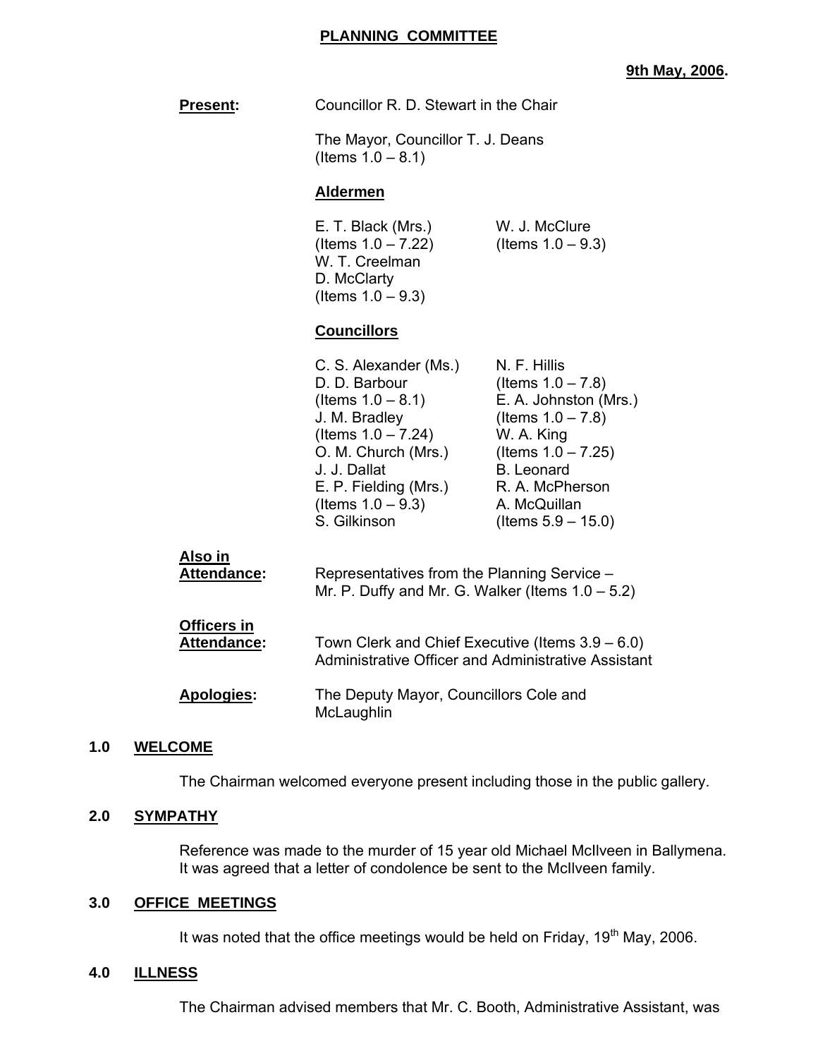## PLANNING COMMITTEE

**9th May, 2006.**

**Present:** Councillor R. D. Stewart in the Chair

The Mayor, Councillor T. J. Deans (Items 1.0 – 8.1)

**Aldermen**

E. T. Black (Mrs.) (Items 1.0 – 7.22)
W. T. Creelman
D. McClarty (Items 1.0 – 9.3)
W. J. McClure (Items 1.0 – 9.3)

**Councillors**

C. S. Alexander (Ms.)
D. D. Barbour (Items 1.0 – 8.1)
J. M. Bradley (Items 1.0 – 7.24)
O. M. Church (Mrs.)
J. J. Dallat
E. P. Fielding (Mrs.) (Items 1.0 – 9.3)
S. Gilkinson
N. F. Hillis (Items 1.0 – 7.8)
E. A. Johnston (Mrs.) (Items 1.0 – 7.8)
W. A. King (Items 1.0 – 7.25)
B. Leonard
R. A. McPherson
A. McQuillan (Items 5.9 – 15.0)

**Also in Attendance:** Representatives from the Planning Service – Mr. P. Duffy and Mr. G. Walker (Items 1.0 – 5.2)

**Officers in Attendance:** Town Clerk and Chief Executive (Items 3.9 – 6.0) Administrative Officer and Administrative Assistant

**Apologies:** The Deputy Mayor, Councillors Cole and McLaughlin

### 1.0 WELCOME

The Chairman welcomed everyone present including those in the public gallery.

### 2.0 SYMPATHY

Reference was made to the murder of 15 year old Michael McIlveen in Ballymena. It was agreed that a letter of condolence be sent to the McIlveen family.

### 3.0 OFFICE MEETINGS

It was noted that the office meetings would be held on Friday, 19th May, 2006.

### 4.0 ILLNESS

The Chairman advised members that Mr. C. Booth, Administrative Assistant, was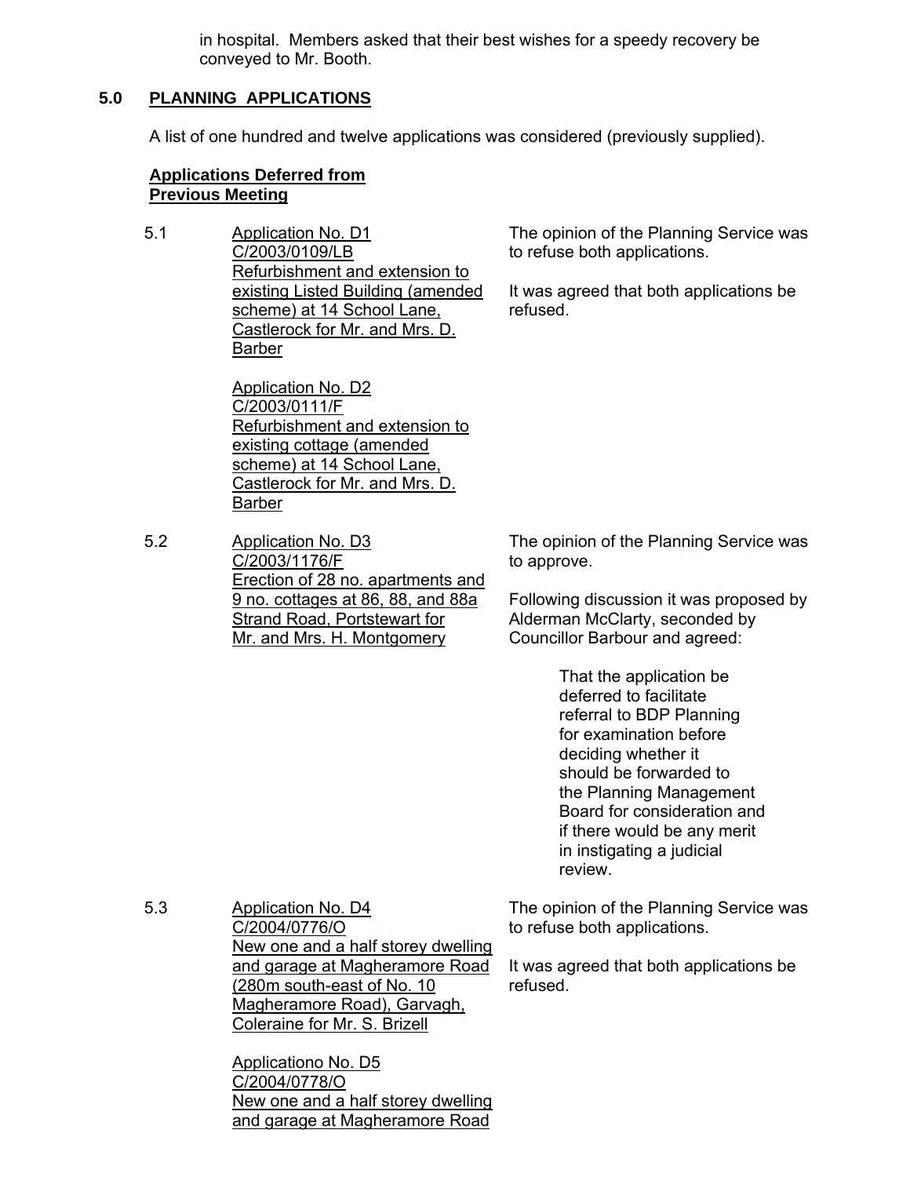in hospital. Members asked that their best wishes for a speedy recovery be conveyed to Mr. Booth.

## 5.0 PLANNING APPLICATIONS

A list of one hundred and twelve applications was considered (previously supplied).

**Applications Deferred from Previous Meeting**

5.1 Application No. D1
C/2003/0109/LB
Refurbishment and extension to existing Listed Building (amended scheme) at 14 School Lane, Castlerock for Mr. and Mrs. D. Barber

Application No. D2
C/2003/0111/F
Refurbishment and extension to existing cottage (amended scheme) at 14 School Lane, Castlerock for Mr. and Mrs. D. Barber

The opinion of the Planning Service was to refuse both applications.

It was agreed that both applications be refused.

5.2 Application No. D3
C/2003/1176/F
Erection of 28 no. apartments and 9 no. cottages at 86, 88, and 88a Strand Road, Portstewart for Mr. and Mrs. H. Montgomery

The opinion of the Planning Service was to approve.

Following discussion it was proposed by Alderman McClarty, seconded by Councillor Barbour and agreed:

> That the application be deferred to facilitate referral to BDP Planning for examination before deciding whether it should be forwarded to the Planning Management Board for consideration and if there would be any merit in instigating a judicial review.

5.3 Application No. D4
C/2004/0776/O
New one and a half storey dwelling and garage at Magheramore Road (280m south-east of No. 10 Magheramore Road), Garvagh, Coleraine for Mr. S. Brizell

Applicationo No. D5
C/2004/0778/O
New one and a half storey dwelling and garage at Magheramore Road

The opinion of the Planning Service was to refuse both applications.

It was agreed that both applications be refused.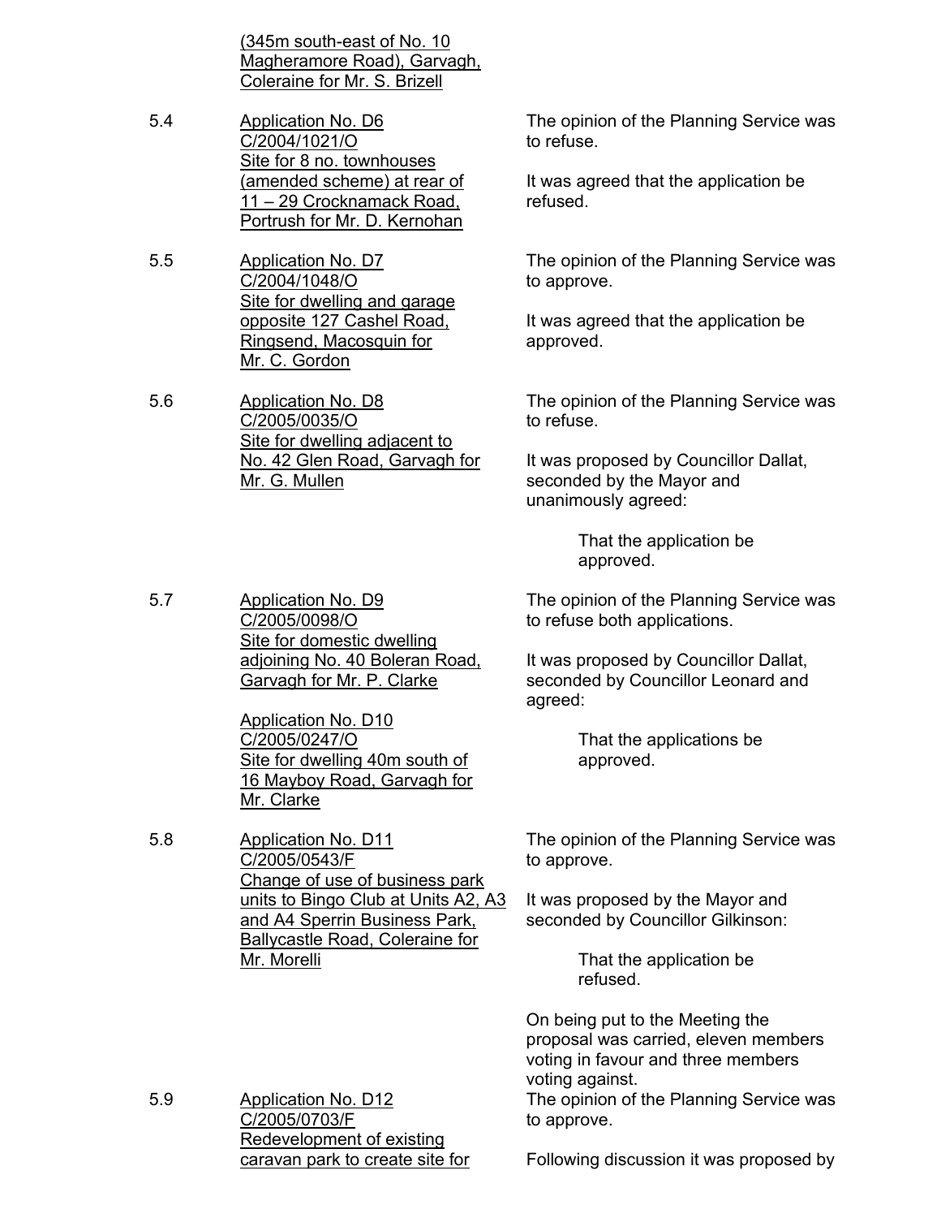(345m south-east of No. 10 Magheramore Road), Garvagh, Coleraine for Mr. S. Brizell

5.4 Application No. D6 C/2004/1021/O Site for 8 no. townhouses (amended scheme) at rear of 11 – 29 Crocknamack Road, Portrush for Mr. D. Kernohan

The opinion of the Planning Service was to refuse.

It was agreed that the application be refused.

5.5 Application No. D7 C/2004/1048/O Site for dwelling and garage opposite 127 Cashel Road, Ringsend, Macosquin for Mr. C. Gordon

The opinion of the Planning Service was to approve.

It was agreed that the application be approved.

5.6 Application No. D8 C/2005/0035/O Site for dwelling adjacent to No. 42 Glen Road, Garvagh for Mr. G. Mullen

The opinion of the Planning Service was to refuse.

It was proposed by Councillor Dallat, seconded by the Mayor and unanimously agreed:

> That the application be approved.

5.7 Application No. D9 C/2005/0098/O Site for domestic dwelling adjoining No. 40 Boleran Road, Garvagh for Mr. P. Clarke

Application No. D10 C/2005/0247/O Site for dwelling 40m south of 16 Mayboy Road, Garvagh for Mr. Clarke

The opinion of the Planning Service was to refuse both applications.

It was proposed by Councillor Dallat, seconded by Councillor Leonard and agreed:

> That the applications be approved.

5.8 Application No. D11 C/2005/0543/F Change of use of business park units to Bingo Club at Units A2, A3 and A4 Sperrin Business Park, Ballycastle Road, Coleraine for Mr. Morelli

The opinion of the Planning Service was to approve.

It was proposed by the Mayor and seconded by Councillor Gilkinson:

> That the application be refused.

On being put to the Meeting the proposal was carried, eleven members voting in favour and three members voting against.

5.9 Application No. D12 C/2005/0703/F Redevelopment of existing caravan park to create site for

The opinion of the Planning Service was to approve.

Following discussion it was proposed by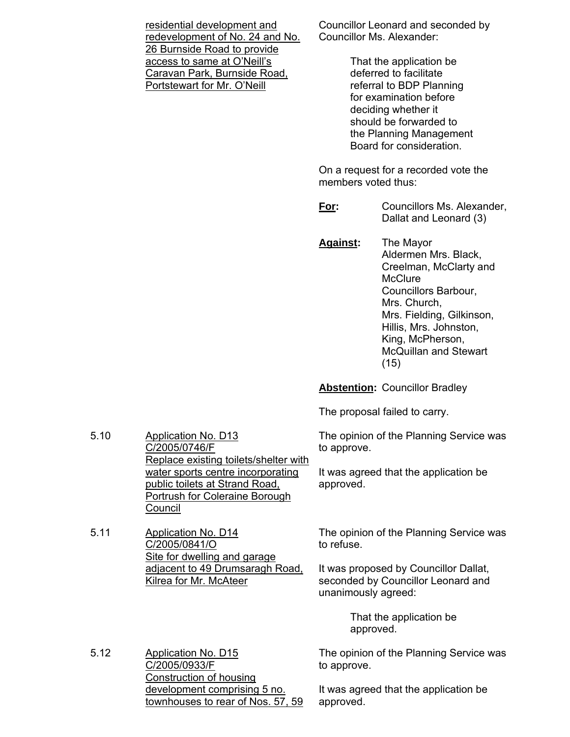| | | |
|---|---|---|
| | residential development and redevelopment of No. 24 and No. 26 Burnside Road to provide access to same at O'Neill's Caravan Park, Burnside Road, Portstewart for Mr. O'Neill | Councillor Leonard and seconded by Councillor Ms. Alexander:<br><br>That the application be deferred to facilitate referral to BDP Planning for examination before deciding whether it should be forwarded to the Planning Management Board for consideration.<br><br>On a request for a recorded vote the members voted thus:<br><br>**For:** Councillors Ms. Alexander, Dallat and Leonard (3)<br><br>**Against:** The Mayor Aldermen Mrs. Black, Creelman, McClarty and McClure Councillors Barbour, Mrs. Church, Mrs. Fielding, Gilkinson, Hillis, Mrs. Johnston, King, McPherson, McQuillan and Stewart (15)<br><br>**Abstention:** Councillor Bradley<br><br>The proposal failed to carry. |
| 5.10 | Application No. D13 C/2005/0746/F Replace existing toilets/shelter with water sports centre incorporating public toilets at Strand Road, Portrush for Coleraine Borough Council | The opinion of the Planning Service was to approve.<br><br>It was agreed that the application be approved. |
| 5.11 | Application No. D14 C/2005/0841/O Site for dwelling and garage adjacent to 49 Drumsaragh Road, Kilrea for Mr. McAteer | The opinion of the Planning Service was to refuse.<br><br>It was proposed by Councillor Dallat, seconded by Councillor Leonard and unanimously agreed:<br><br>That the application be approved. |
| 5.12 | Application No. D15 C/2005/0933/F Construction of housing development comprising 5 no. townhouses to rear of Nos. 57, 59 | The opinion of the Planning Service was to approve.<br><br>It was agreed that the application be approved. |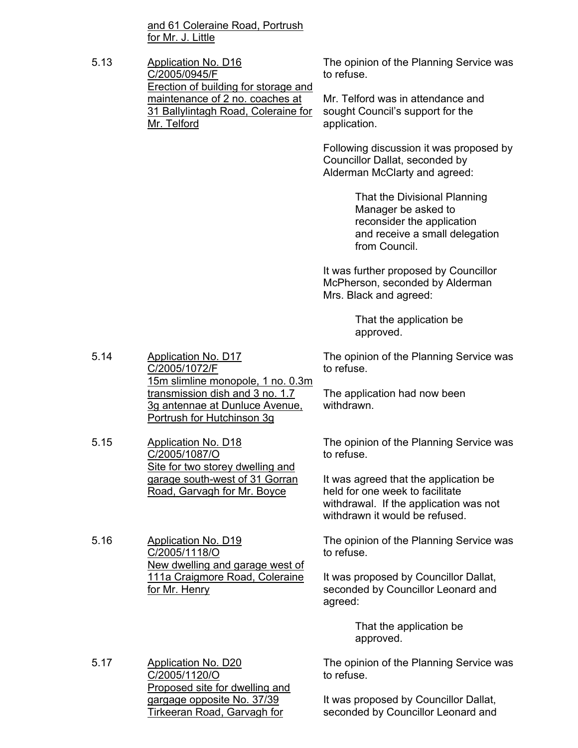and 61 Coleraine Road, Portrush for Mr. J. Little

5.13 Application No. D16
C/2005/0945/F
Erection of building for storage and maintenance of 2 no. coaches at 31 Ballylintagh Road, Coleraine for Mr. Telford

The opinion of the Planning Service was to refuse.

Mr. Telford was in attendance and sought Council's support for the application.

Following discussion it was proposed by Councillor Dallat, seconded by Alderman McClarty and agreed:

> That the Divisional Planning Manager be asked to reconsider the application and receive a small delegation from Council.

It was further proposed by Councillor McPherson, seconded by Alderman Mrs. Black and agreed:

> That the application be approved.

5.14 Application No. D17
C/2005/1072/F
15m slimline monopole, 1 no. 0.3m transmission dish and 3 no. 1.7 3g antennae at Dunluce Avenue, Portrush for Hutchinson 3g

The opinion of the Planning Service was to refuse.

The application had now been withdrawn.

5.15 Application No. D18
C/2005/1087/O
Site for two storey dwelling and garage south-west of 31 Gorran Road, Garvagh for Mr. Boyce

The opinion of the Planning Service was to refuse.

It was agreed that the application be held for one week to facilitate withdrawal. If the application was not withdrawn it would be refused.

5.16 Application No. D19
C/2005/1118/O
New dwelling and garage west of 111a Craigmore Road, Coleraine for Mr. Henry

The opinion of the Planning Service was to refuse.

It was proposed by Councillor Dallat, seconded by Councillor Leonard and agreed:

> That the application be approved.

5.17 Application No. D20
C/2005/1120/O
Proposed site for dwelling and gargage opposite No. 37/39 Tirkeeran Road, Garvagh for

The opinion of the Planning Service was to refuse.

It was proposed by Councillor Dallat, seconded by Councillor Leonard and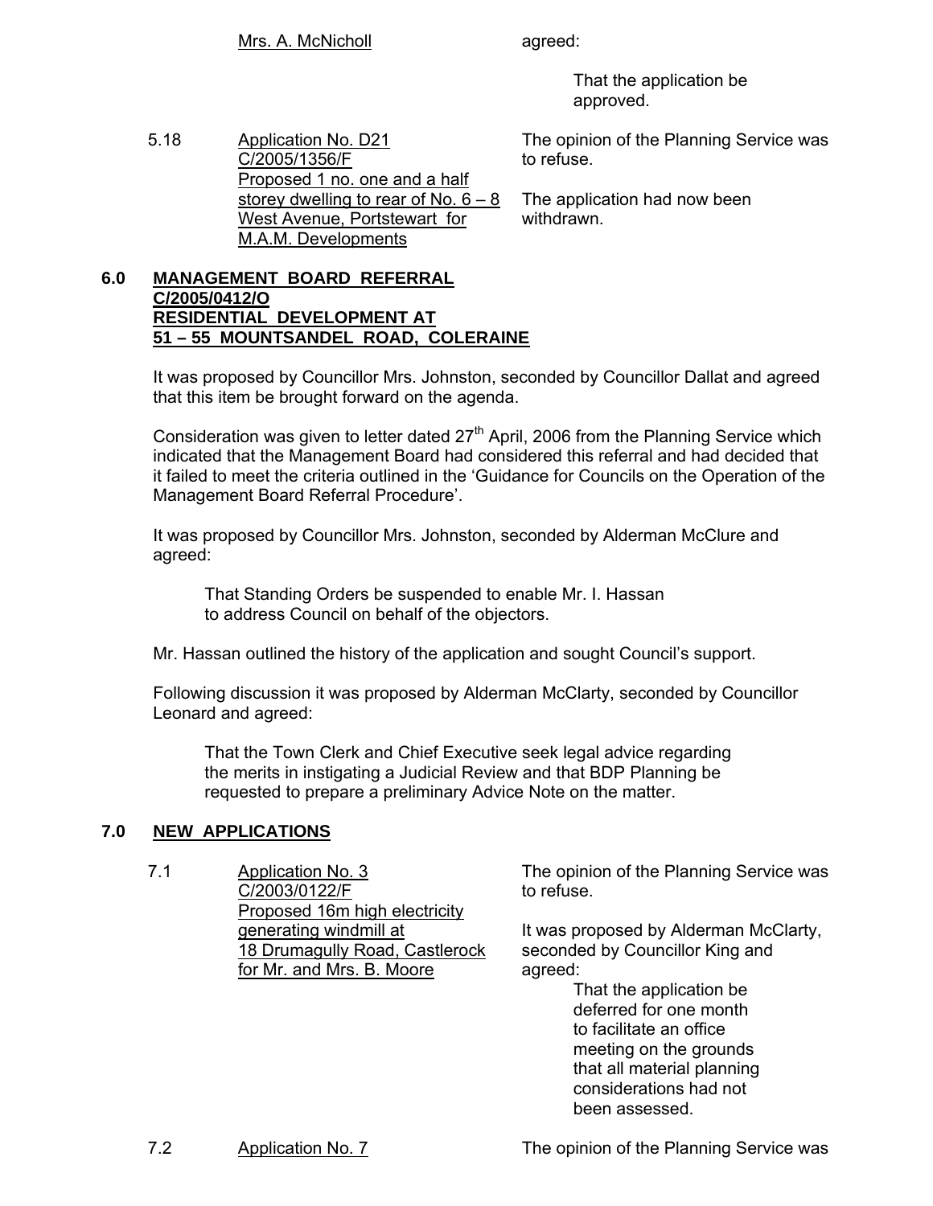Mrs. A. McNicholl agreed:

> That the application be approved.

5.18 Application No. D21
C/2005/1356/F
Proposed 1 no. one and a half storey dwelling to rear of No. 6 – 8 West Avenue, Portstewart for M.A.M. Developments

The opinion of the Planning Service was to refuse.

The application had now been withdrawn.

## 6.0 MANAGEMENT BOARD REFERRAL C/2005/0412/O RESIDENTIAL DEVELOPMENT AT 51 – 55 MOUNTSANDEL ROAD, COLERAINE

It was proposed by Councillor Mrs. Johnston, seconded by Councillor Dallat and agreed that this item be brought forward on the agenda.

Consideration was given to letter dated 27th April, 2006 from the Planning Service which indicated that the Management Board had considered this referral and had decided that it failed to meet the criteria outlined in the 'Guidance for Councils on the Operation of the Management Board Referral Procedure'.

It was proposed by Councillor Mrs. Johnston, seconded by Alderman McClure and agreed:

> That Standing Orders be suspended to enable Mr. I. Hassan to address Council on behalf of the objectors.

Mr. Hassan outlined the history of the application and sought Council's support.

Following discussion it was proposed by Alderman McClarty, seconded by Councillor Leonard and agreed:

> That the Town Clerk and Chief Executive seek legal advice regarding the merits in instigating a Judicial Review and that BDP Planning be requested to prepare a preliminary Advice Note on the matter.

## 7.0 NEW APPLICATIONS

7.1 Application No. 3
C/2003/0122/F
Proposed 16m high electricity generating windmill at 18 Drumagully Road, Castlerock for Mr. and Mrs. B. Moore

The opinion of the Planning Service was to refuse.

It was proposed by Alderman McClarty, seconded by Councillor King and agreed:

> That the application be deferred for one month to facilitate an office meeting on the grounds that all material planning considerations had not been assessed.

7.2 Application No. 7

The opinion of the Planning Service was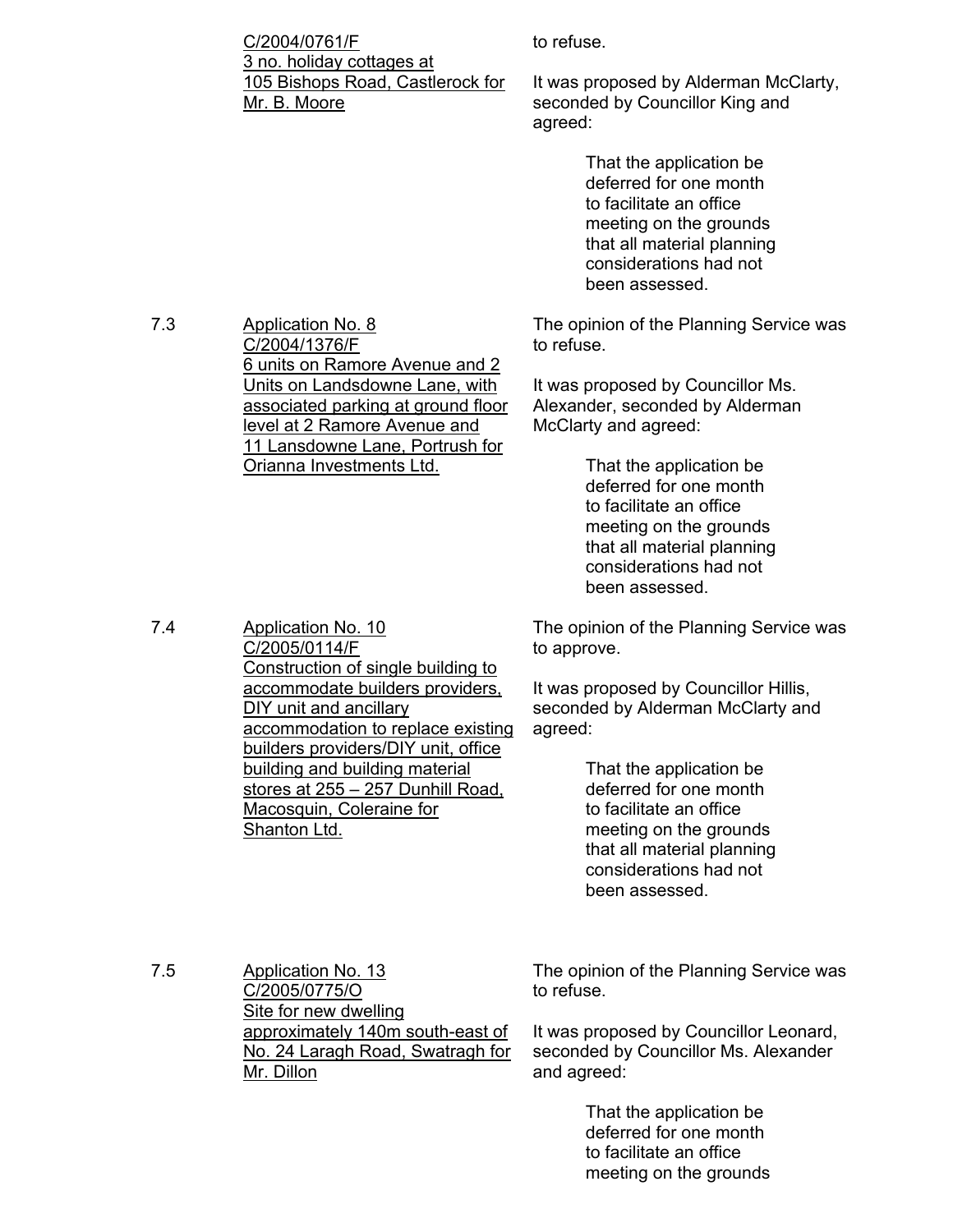<u>C/2004/0761/F</u>
<u>3 no. holiday cottages at 105 Bishops Road, Castlerock for Mr. B. Moore</u>

to refuse.

It was proposed by Alderman McClarty, seconded by Councillor King and agreed:

> That the application be deferred for one month to facilitate an office meeting on the grounds that all material planning considerations had not been assessed.

7.3 <u>Application No. 8</u>
<u>C/2004/1376/F</u>
<u>6 units on Ramore Avenue and 2 Units on Landsdowne Lane, with associated parking at ground floor level at 2 Ramore Avenue and 11 Lansdowne Lane, Portrush for Orianna Investments Ltd.</u>

The opinion of the Planning Service was to refuse.

It was proposed by Councillor Ms. Alexander, seconded by Alderman McClarty and agreed:

> That the application be deferred for one month to facilitate an office meeting on the grounds that all material planning considerations had not been assessed.

7.4 <u>Application No. 10</u>
<u>C/2005/0114/F</u>
<u>Construction of single building to accommodate builders providers, DIY unit and ancillary accommodation to replace existing builders providers/DIY unit, office building and building material stores at 255 – 257 Dunhill Road, Macosquin, Coleraine for Shanton Ltd.</u>

The opinion of the Planning Service was to approve.

It was proposed by Councillor Hillis, seconded by Alderman McClarty and agreed:

> That the application be deferred for one month to facilitate an office meeting on the grounds that all material planning considerations had not been assessed.

7.5 <u>Application No. 13</u>
<u>C/2005/0775/O</u>
<u>Site for new dwelling approximately 140m south-east of No. 24 Laragh Road, Swatragh for Mr. Dillon</u>

The opinion of the Planning Service was to refuse.

It was proposed by Councillor Leonard, seconded by Councillor Ms. Alexander and agreed:

> That the application be deferred for one month to facilitate an office meeting on the grounds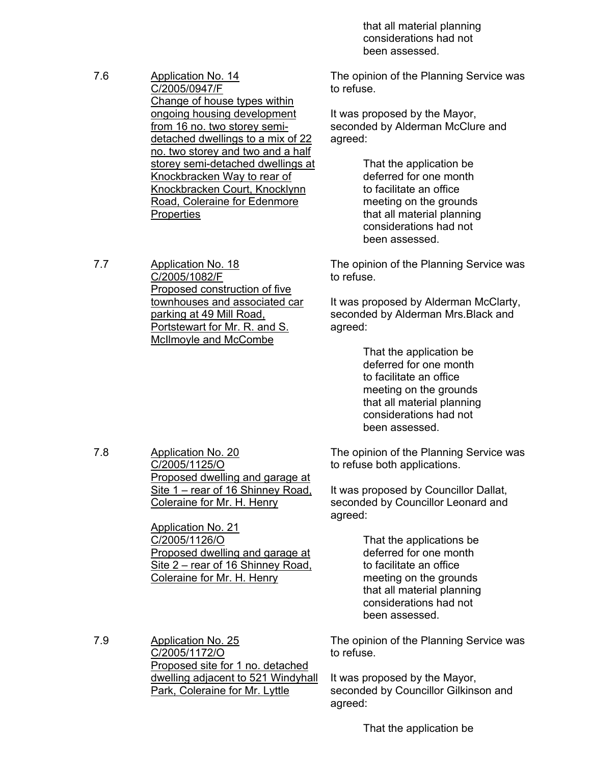that all material planning considerations had not been assessed.

7.6 <u>Application No. 14 C/2005/0947/F Change of house types within ongoing housing development from 16 no. two storey semi-detached dwellings to a mix of 22 no. two storey and two and a half storey semi-detached dwellings at Knockbracken Way to rear of Knockbracken Court, Knocklynn Road, Coleraine for Edenmore Properties</u>

The opinion of the Planning Service was to refuse.

It was proposed by the Mayor, seconded by Alderman McClure and agreed:

> That the application be deferred for one month to facilitate an office meeting on the grounds that all material planning considerations had not been assessed.

7.7 <u>Application No. 18 C/2005/1082/F Proposed construction of five townhouses and associated car parking at 49 Mill Road, Portstewart for Mr. R. and S. McIlmoyle and McCombe</u>

The opinion of the Planning Service was to refuse.

It was proposed by Alderman McClarty, seconded by Alderman Mrs.Black and agreed:

> That the application be deferred for one month to facilitate an office meeting on the grounds that all material planning considerations had not been assessed.

7.8 <u>Application No. 20 C/2005/1125/O Proposed dwelling and garage at Site 1 – rear of 16 Shinney Road, Coleraine for Mr. H. Henry</u>

<u>Application No. 21 C/2005/1126/O Proposed dwelling and garage at Site 2 – rear of 16 Shinney Road, Coleraine for Mr. H. Henry</u>

The opinion of the Planning Service was to refuse both applications.

It was proposed by Councillor Dallat, seconded by Councillor Leonard and agreed:

> That the applications be deferred for one month to facilitate an office meeting on the grounds that all material planning considerations had not been assessed.

7.9 <u>Application No. 25 C/2005/1172/O Proposed site for 1 no. detached dwelling adjacent to 521 Windyhall Park, Coleraine for Mr. Lyttle</u>

The opinion of the Planning Service was to refuse.

It was proposed by the Mayor, seconded by Councillor Gilkinson and agreed:

> That the application be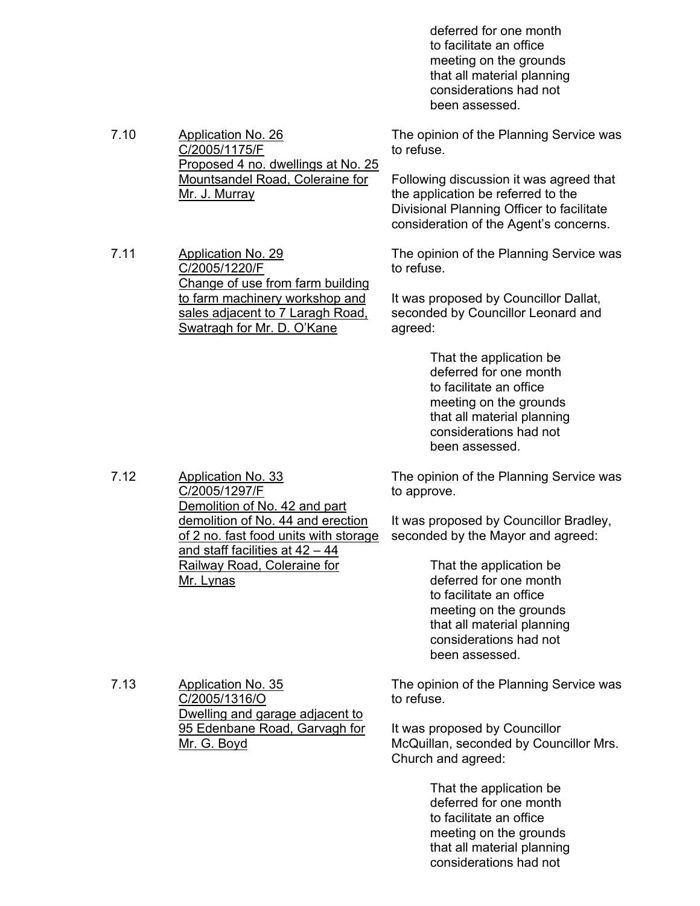deferred for one month to facilitate an office meeting on the grounds that all material planning considerations had not been assessed.

7.10 Application No. 26
C/2005/1175/F
Proposed 4 no. dwellings at No. 25 Mountsandel Road, Coleraine for Mr. J. Murray

The opinion of the Planning Service was to refuse.

Following discussion it was agreed that the application be referred to the Divisional Planning Officer to facilitate consideration of the Agent's concerns.

7.11 Application No. 29
C/2005/1220/F
Change of use from farm building to farm machinery workshop and sales adjacent to 7 Laragh Road, Swatragh for Mr. D. O'Kane

The opinion of the Planning Service was to refuse.

It was proposed by Councillor Dallat, seconded by Councillor Leonard and agreed:

> That the application be deferred for one month to facilitate an office meeting on the grounds that all material planning considerations had not been assessed.

7.12 Application No. 33
C/2005/1297/F
Demolition of No. 42 and part demolition of No. 44 and erection of 2 no. fast food units with storage and staff facilities at 42 – 44 Railway Road, Coleraine for Mr. Lynas

The opinion of the Planning Service was to approve.

It was proposed by Councillor Bradley, seconded by the Mayor and agreed:

> That the application be deferred for one month to facilitate an office meeting on the grounds that all material planning considerations had not been assessed.

7.13 Application No. 35
C/2005/1316/O
Dwelling and garage adjacent to 95 Edenbane Road, Garvagh for Mr. G. Boyd

The opinion of the Planning Service was to refuse.

It was proposed by Councillor McQuillan, seconded by Councillor Mrs. Church and agreed:

> That the application be deferred for one month to facilitate an office meeting on the grounds that all material planning considerations had not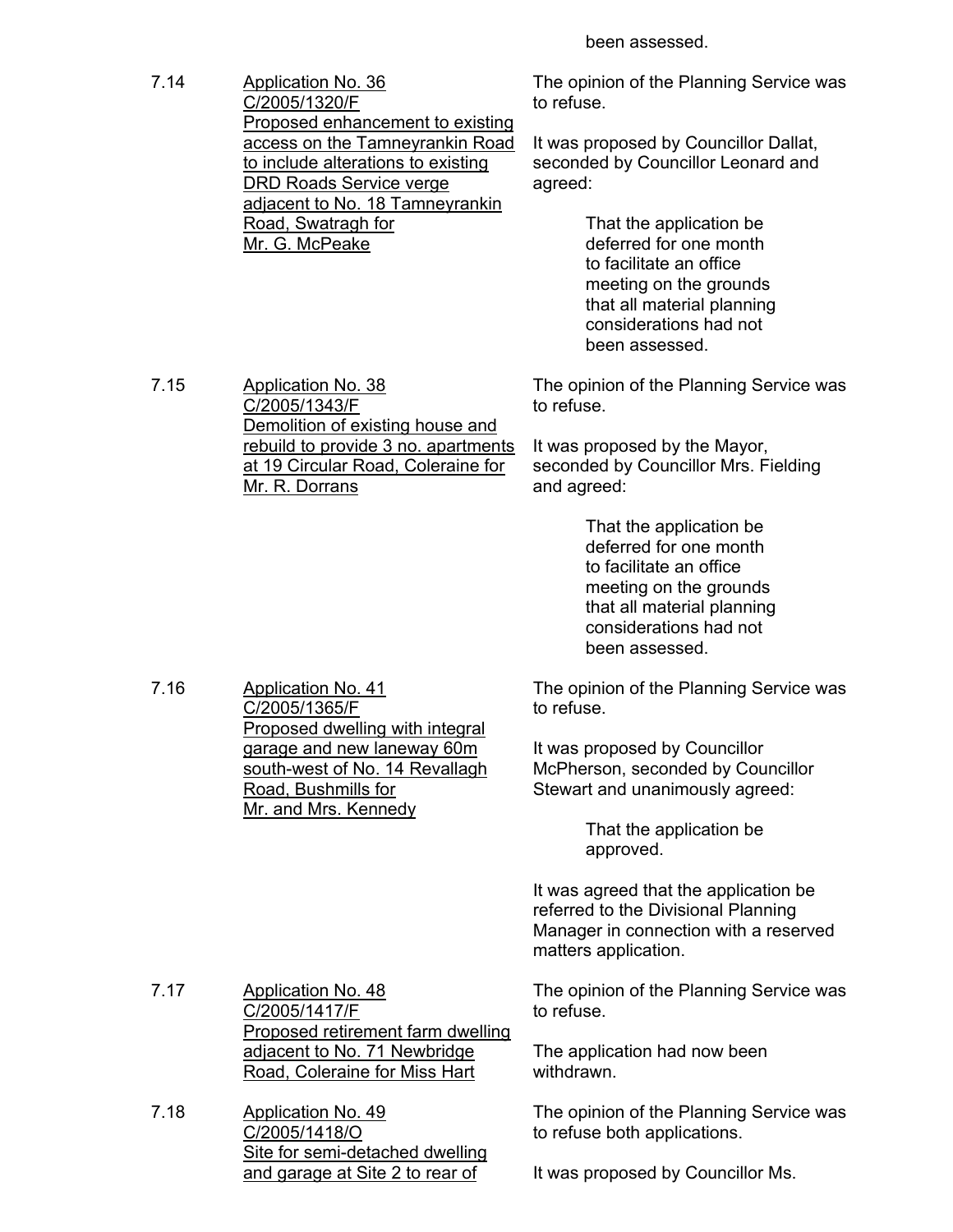been assessed.

7.14 Application No. 36
C/2005/1320/F
Proposed enhancement to existing access on the Tamneyrankin Road to include alterations to existing DRD Roads Service verge adjacent to No. 18 Tamneyrankin Road, Swatragh for Mr. G. McPeake

The opinion of the Planning Service was to refuse.

It was proposed by Councillor Dallat, seconded by Councillor Leonard and agreed:

> That the application be deferred for one month to facilitate an office meeting on the grounds that all material planning considerations had not been assessed.

7.15 Application No. 38
C/2005/1343/F
Demolition of existing house and rebuild to provide 3 no. apartments at 19 Circular Road, Coleraine for Mr. R. Dorrans

The opinion of the Planning Service was to refuse.

It was proposed by the Mayor, seconded by Councillor Mrs. Fielding and agreed:

> That the application be deferred for one month to facilitate an office meeting on the grounds that all material planning considerations had not been assessed.

7.16 Application No. 41
C/2005/1365/F
Proposed dwelling with integral garage and new laneway 60m south-west of No. 14 Revallagh Road, Bushmills for Mr. and Mrs. Kennedy

The opinion of the Planning Service was to refuse.

It was proposed by Councillor McPherson, seconded by Councillor Stewart and unanimously agreed:

> That the application be approved.

It was agreed that the application be referred to the Divisional Planning Manager in connection with a reserved matters application.

7.17 Application No. 48
C/2005/1417/F
Proposed retirement farm dwelling adjacent to No. 71 Newbridge Road, Coleraine for Miss Hart

The opinion of the Planning Service was to refuse.

The application had now been withdrawn.

7.18 Application No. 49
C/2005/1418/O
Site for semi-detached dwelling and garage at Site 2 to rear of

The opinion of the Planning Service was to refuse both applications.

It was proposed by Councillor Ms.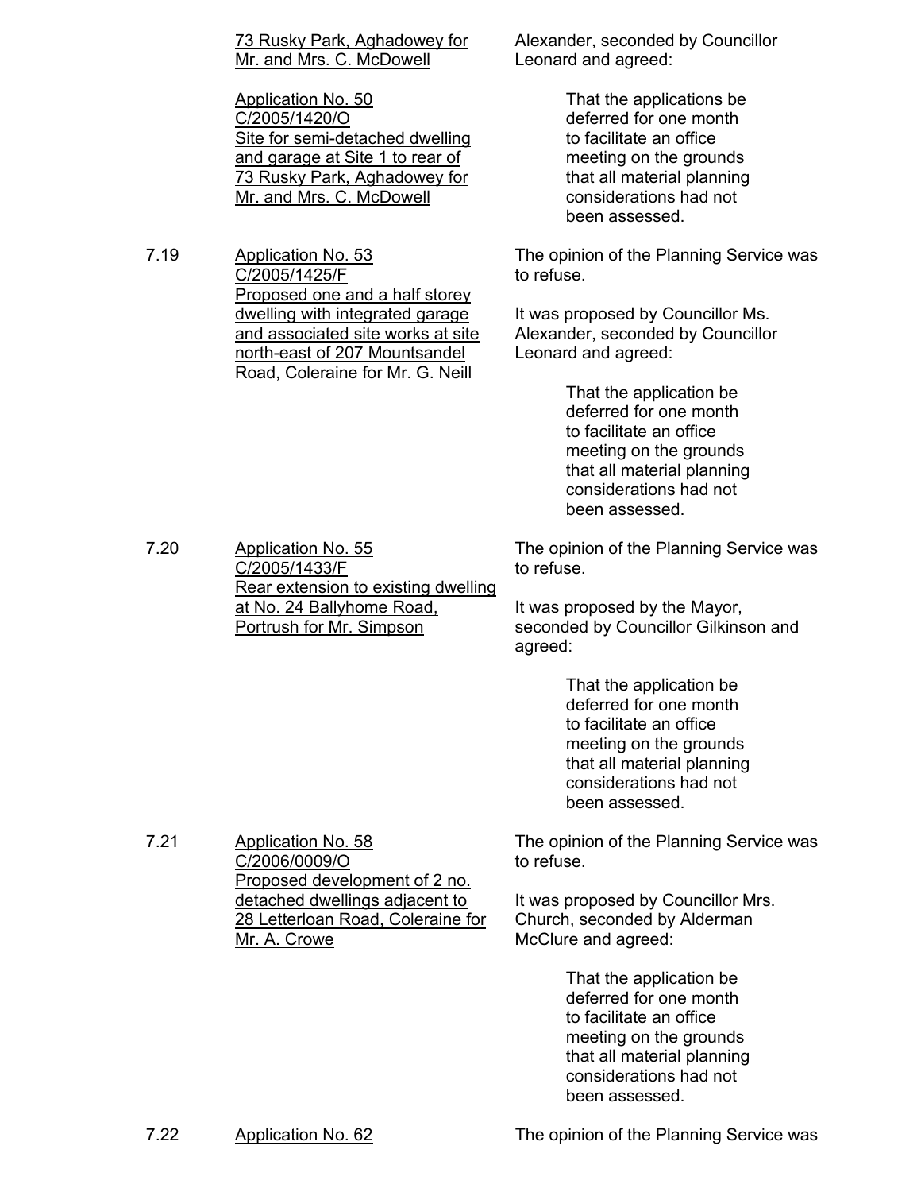73 Rusky Park, Aghadowey for Mr. and Mrs. C. McDowell

Application No. 50
C/2005/1420/O
Site for semi-detached dwelling and garage at Site 1 to rear of 73 Rusky Park, Aghadowey for Mr. and Mrs. C. McDowell

Alexander, seconded by Councillor Leonard and agreed:

> That the applications be deferred for one month to facilitate an office meeting on the grounds that all material planning considerations had not been assessed.

7.19 Application No. 53
C/2005/1425/F
Proposed one and a half storey dwelling with integrated garage and associated site works at site north-east of 207 Mountsandel Road, Coleraine for Mr. G. Neill

The opinion of the Planning Service was to refuse.

It was proposed by Councillor Ms. Alexander, seconded by Councillor Leonard and agreed:

> That the application be deferred for one month to facilitate an office meeting on the grounds that all material planning considerations had not been assessed.

7.20 Application No. 55
C/2005/1433/F
Rear extension to existing dwelling at No. 24 Ballyhome Road, Portrush for Mr. Simpson

The opinion of the Planning Service was to refuse.

It was proposed by the Mayor, seconded by Councillor Gilkinson and agreed:

> That the application be deferred for one month to facilitate an office meeting on the grounds that all material planning considerations had not been assessed.

7.21 Application No. 58
C/2006/0009/O
Proposed development of 2 no. detached dwellings adjacent to 28 Letterloan Road, Coleraine for Mr. A. Crowe

The opinion of the Planning Service was to refuse.

It was proposed by Councillor Mrs. Church, seconded by Alderman McClure and agreed:

> That the application be deferred for one month to facilitate an office meeting on the grounds that all material planning considerations had not been assessed.

7.22 Application No. 62

The opinion of the Planning Service was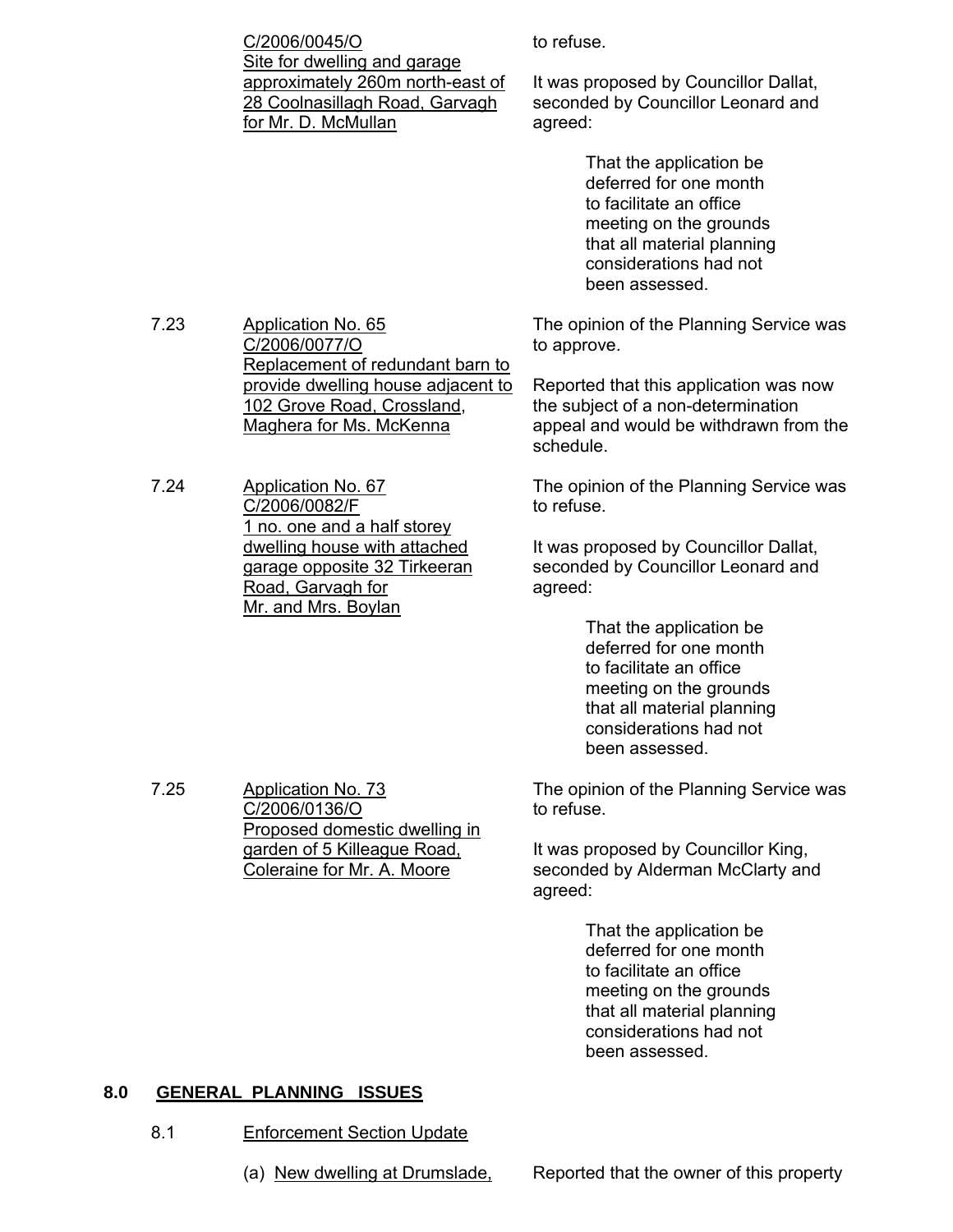| | | |
|---|---|---|
| | C/2006/0045/O<br>Site for dwelling and garage approximately 260m north-east of 28 Coolnasillagh Road, Garvagh for Mr. D. McMullan | to refuse.<br><br>It was proposed by Councillor Dallat, seconded by Councillor Leonard and agreed:<br><br>That the application be deferred for one month to facilitate an office meeting on the grounds that all material planning considerations had not been assessed. |
| 7.23 | Application No. 65<br>C/2006/0077/O<br>Replacement of redundant barn to provide dwelling house adjacent to 102 Grove Road, Crossland, Maghera for Ms. McKenna | The opinion of the Planning Service was to approve.<br><br>Reported that this application was now the subject of a non-determination appeal and would be withdrawn from the schedule. |
| 7.24 | Application No. 67<br>C/2006/0082/F<br>1 no. one and a half storey dwelling house with attached garage opposite 32 Tirkeeran Road, Garvagh for Mr. and Mrs. Boylan | The opinion of the Planning Service was to refuse.<br><br>It was proposed by Councillor Dallat, seconded by Councillor Leonard and agreed:<br><br>That the application be deferred for one month to facilitate an office meeting on the grounds that all material planning considerations had not been assessed. |
| 7.25 | Application No. 73<br>C/2006/0136/O<br>Proposed domestic dwelling in garden of 5 Killeague Road, Coleraine for Mr. A. Moore | The opinion of the Planning Service was to refuse.<br><br>It was proposed by Councillor King, seconded by Alderman McClarty and agreed:<br><br>That the application be deferred for one month to facilitate an office meeting on the grounds that all material planning considerations had not been assessed. |

## 8.0 GENERAL PLANNING ISSUES

8.1 Enforcement Section Update

(a) New dwelling at Drumslade, — Reported that the owner of this property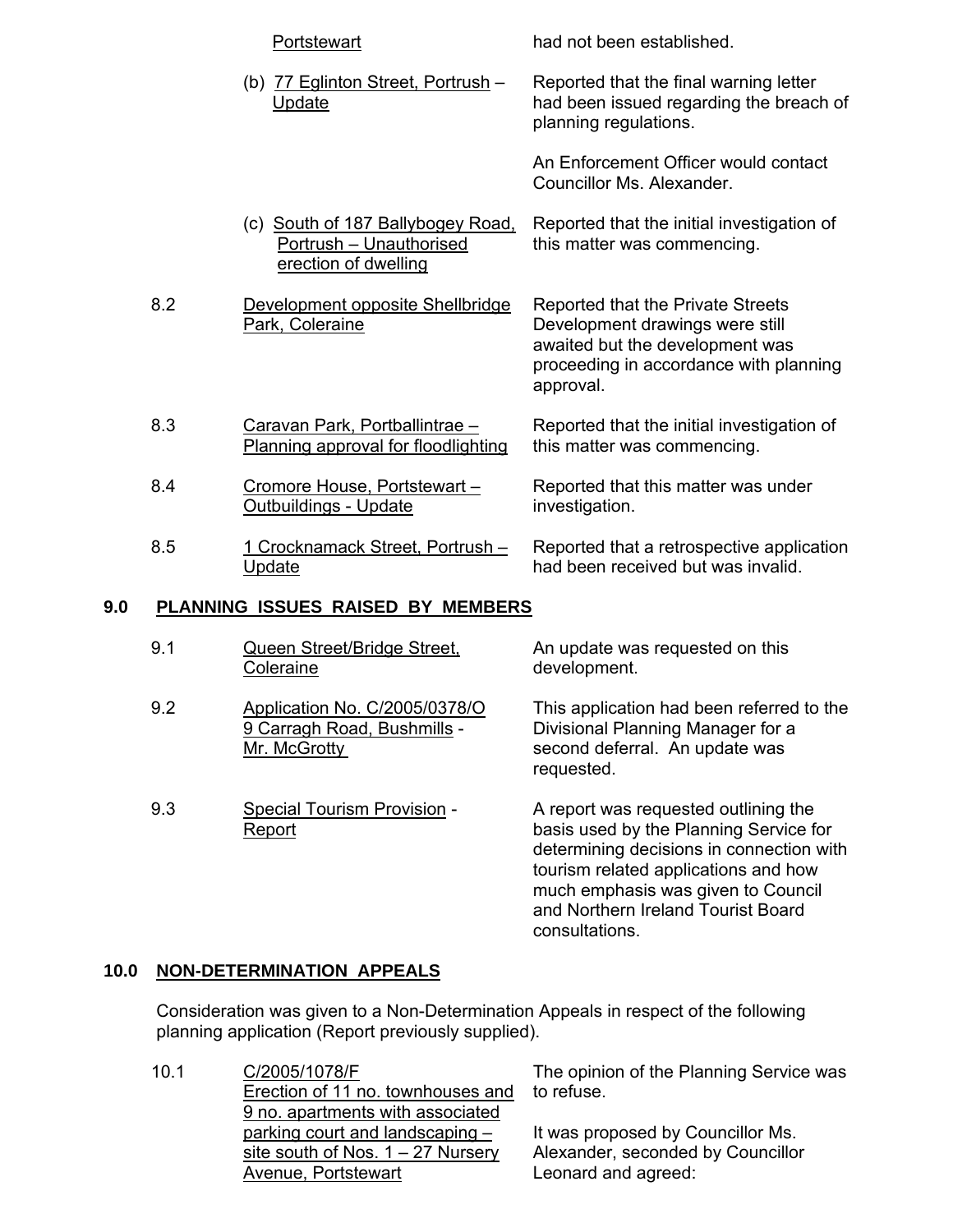Portstewart had not been established.

(b) 77 Eglinton Street, Portrush – Update — Reported that the final warning letter had been issued regarding the breach of planning regulations.

An Enforcement Officer would contact Councillor Ms. Alexander.

(c) South of 187 Ballybogey Road, Portrush – Unauthorised erection of dwelling — Reported that the initial investigation of this matter was commencing.

| | | |
|---|---|---|
| 8.2 | Development opposite Shellbridge Park, Coleraine | Reported that the Private Streets Development drawings were still awaited but the development was proceeding in accordance with planning approval. |
| 8.3 | Caravan Park, Portballintrae – Planning approval for floodlighting | Reported that the initial investigation of this matter was commencing. |
| 8.4 | Cromore House, Portstewart – Outbuildings - Update | Reported that this matter was under investigation. |
| 8.5 | 1 Crocknamack Street, Portrush – Update | Reported that a retrospective application had been received but was invalid. |

## 9.0 PLANNING ISSUES RAISED BY MEMBERS

| | | |
|---|---|---|
| 9.1 | Queen Street/Bridge Street, Coleraine | An update was requested on this development. |
| 9.2 | Application No. C/2005/0378/O 9 Carragh Road, Bushmills - Mr. McGrotty | This application had been referred to the Divisional Planning Manager for a second deferral. An update was requested. |
| 9.3 | Special Tourism Provision - Report | A report was requested outlining the basis used by the Planning Service for determining decisions in connection with tourism related applications and how much emphasis was given to Council and Northern Ireland Tourist Board consultations. |

## 10.0 NON-DETERMINATION APPEALS

Consideration was given to a Non-Determination Appeals in respect of the following planning application (Report previously supplied).

10.1 C/2005/1078/F Erection of 11 no. townhouses and 9 no. apartments with associated parking court and landscaping – site south of Nos. 1 – 27 Nursery Avenue, Portstewart

The opinion of the Planning Service was to refuse.

It was proposed by Councillor Ms. Alexander, seconded by Councillor Leonard and agreed: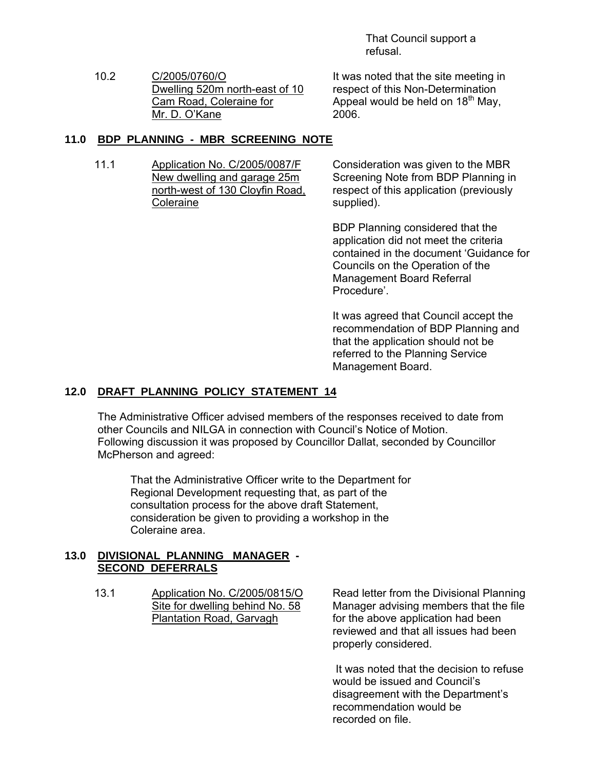That Council support a refusal.

10.2 &nbsp;&nbsp; C/2005/0760/O
Dwelling 520m north-east of 10 Cam Road, Coleraine for Mr. D. O'Kane

It was noted that the site meeting in respect of this Non-Determination Appeal would be held on 18th May, 2006.

## 11.0 BDP PLANNING - MBR SCREENING NOTE

11.1 &nbsp;&nbsp; Application No. C/2005/0087/F
New dwelling and garage 25m north-west of 130 Cloyfin Road, Coleraine

Consideration was given to the MBR Screening Note from BDP Planning in respect of this application (previously supplied).

BDP Planning considered that the application did not meet the criteria contained in the document 'Guidance for Councils on the Operation of the Management Board Referral Procedure'.

It was agreed that Council accept the recommendation of BDP Planning and that the application should not be referred to the Planning Service Management Board.

## 12.0 DRAFT PLANNING POLICY STATEMENT 14

The Administrative Officer advised members of the responses received to date from other Councils and NILGA in connection with Council's Notice of Motion. Following discussion it was proposed by Councillor Dallat, seconded by Councillor McPherson and agreed:

> That the Administrative Officer write to the Department for Regional Development requesting that, as part of the consultation process for the above draft Statement, consideration be given to providing a workshop in the Coleraine area.

## 13.0 DIVISIONAL PLANNING MANAGER - SECOND DEFERRALS

13.1 &nbsp;&nbsp; Application No. C/2005/0815/O
Site for dwelling behind No. 58 Plantation Road, Garvagh

Read letter from the Divisional Planning Manager advising members that the file for the above application had been reviewed and that all issues had been properly considered.

It was noted that the decision to refuse would be issued and Council's disagreement with the Department's recommendation would be recorded on file.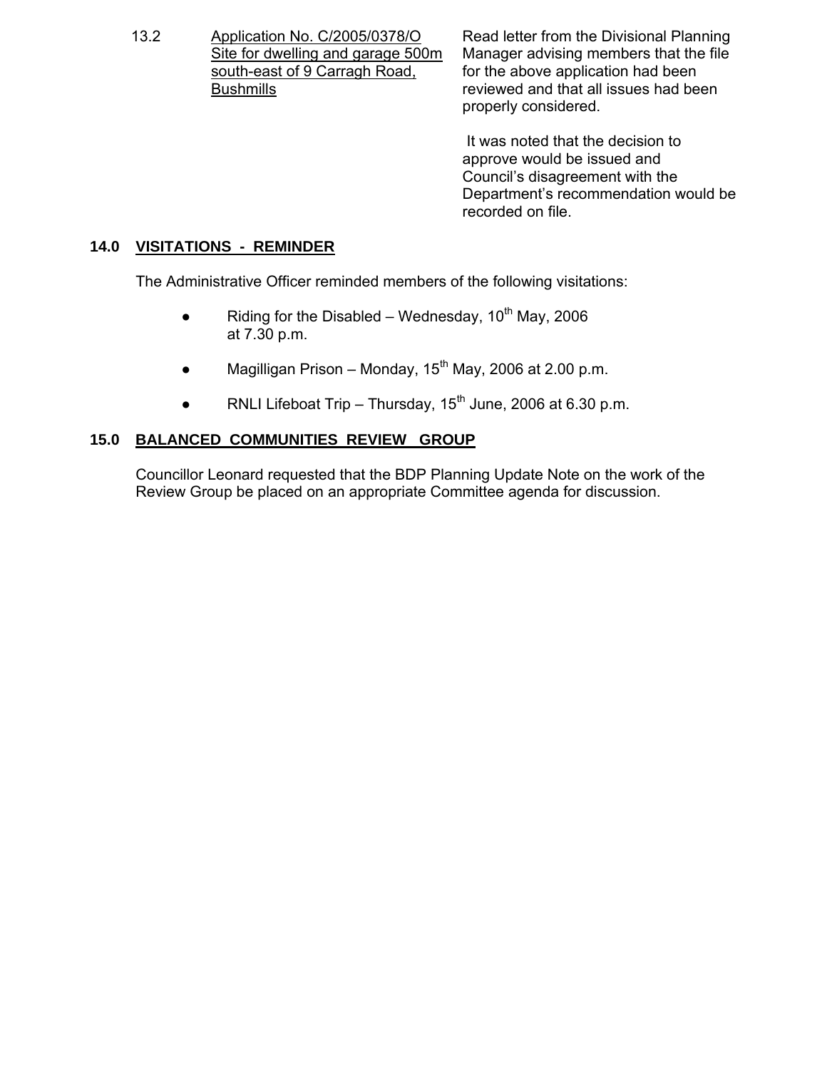| | | |
|---|---|---|
| 13.2 | Application No. C/2005/0378/O Site for dwelling and garage 500m south-east of 9 Carragh Road, Bushmills | Read letter from the Divisional Planning Manager advising members that the file for the above application had been reviewed and that all issues had been properly considered.<br><br>It was noted that the decision to approve would be issued and Council's disagreement with the Department's recommendation would be recorded on file. |

## 14.0 VISITATIONS - REMINDER

The Administrative Officer reminded members of the following visitations:

- Riding for the Disabled – Wednesday, 10th May, 2006 at 7.30 p.m.
- Magilligan Prison – Monday, 15th May, 2006 at 2.00 p.m.
- RNLI Lifeboat Trip – Thursday, 15th June, 2006 at 6.30 p.m.

## 15.0 BALANCED COMMUNITIES REVIEW GROUP

Councillor Leonard requested that the BDP Planning Update Note on the work of the Review Group be placed on an appropriate Committee agenda for discussion.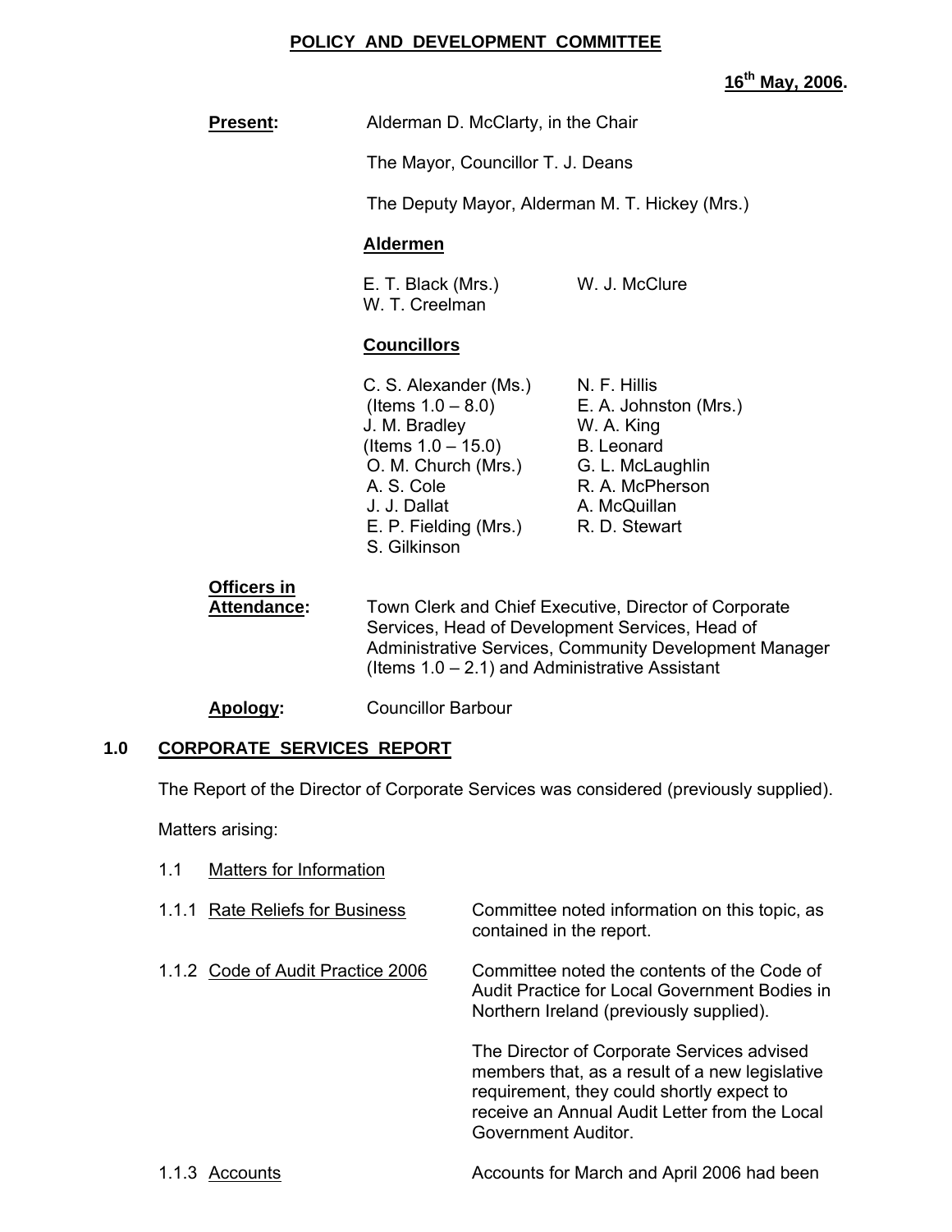# POLICY AND DEVELOPMENT COMMITTEE

**16th May, 2006.**

**Present:** Alderman D. McClarty, in the Chair

The Mayor, Councillor T. J. Deans

The Deputy Mayor, Alderman M. T. Hickey (Mrs.)

**Aldermen**

E. T. Black (Mrs.)
W. J. McClure
W. T. Creelman

**Councillors**

C. S. Alexander (Ms.) (Items 1.0 – 8.0)
J. M. Bradley (Items 1.0 – 15.0)
O. M. Church (Mrs.)
A. S. Cole
J. J. Dallat
E. P. Fielding (Mrs.)
S. Gilkinson
N. F. Hillis
E. A. Johnston (Mrs.)
W. A. King
B. Leonard
G. L. McLaughlin
R. A. McPherson
A. McQuillan
R. D. Stewart

**Officers in Attendance:** Town Clerk and Chief Executive, Director of Corporate Services, Head of Development Services, Head of Administrative Services, Community Development Manager (Items 1.0 – 2.1) and Administrative Assistant

**Apology:** Councillor Barbour

## 1.0 CORPORATE SERVICES REPORT

The Report of the Director of Corporate Services was considered (previously supplied).

Matters arising:

1.1 Matters for Information

1.1.1 Rate Reliefs for Business — Committee noted information on this topic, as contained in the report.

1.1.2 Code of Audit Practice 2006 — Committee noted the contents of the Code of Audit Practice for Local Government Bodies in Northern Ireland (previously supplied).

The Director of Corporate Services advised members that, as a result of a new legislative requirement, they could shortly expect to receive an Annual Audit Letter from the Local Government Auditor.

1.1.3 Accounts — Accounts for March and April 2006 had been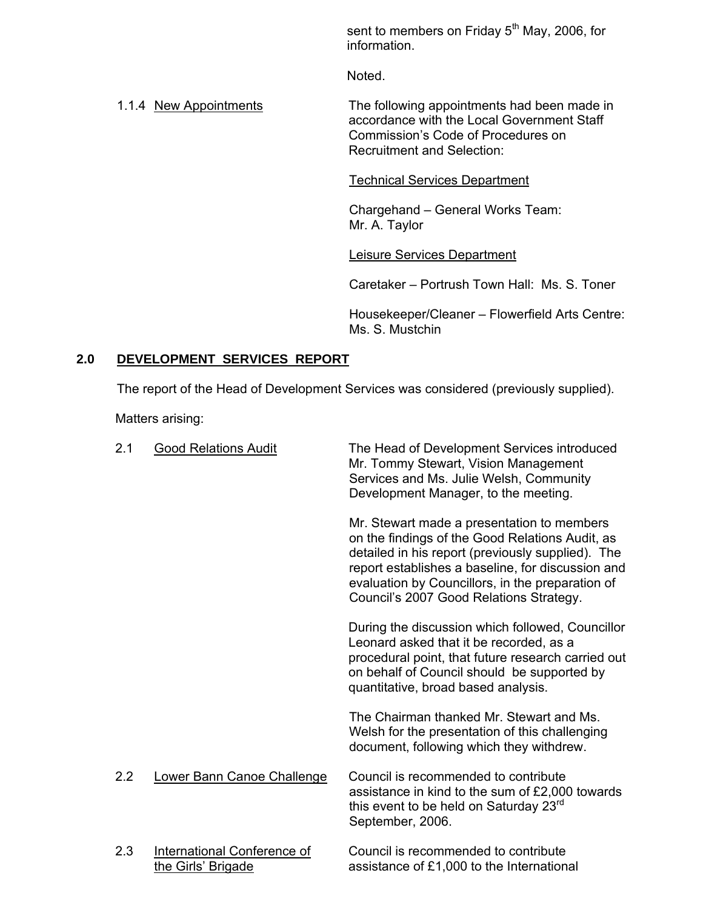sent to members on Friday 5th May, 2006, for information.

Noted.

1.1.4 New Appointments

The following appointments had been made in accordance with the Local Government Staff Commission's Code of Procedures on Recruitment and Selection:

Technical Services Department

Chargehand – General Works Team: Mr. A. Taylor

Leisure Services Department

Caretaker – Portrush Town Hall: Ms. S. Toner

Housekeeper/Cleaner – Flowerfield Arts Centre: Ms. S. Mustchin

## 2.0 DEVELOPMENT SERVICES REPORT

The report of the Head of Development Services was considered (previously supplied).

Matters arising:

2.1 Good Relations Audit

The Head of Development Services introduced Mr. Tommy Stewart, Vision Management Services and Ms. Julie Welsh, Community Development Manager, to the meeting.

Mr. Stewart made a presentation to members on the findings of the Good Relations Audit, as detailed in his report (previously supplied). The report establishes a baseline, for discussion and evaluation by Councillors, in the preparation of Council's 2007 Good Relations Strategy.

During the discussion which followed, Councillor Leonard asked that it be recorded, as a procedural point, that future research carried out on behalf of Council should be supported by quantitative, broad based analysis.

The Chairman thanked Mr. Stewart and Ms. Welsh for the presentation of this challenging document, following which they withdrew.

2.2 Lower Bann Canoe Challenge

Council is recommended to contribute assistance in kind to the sum of £2,000 towards this event to be held on Saturday 23rd September, 2006.

2.3 International Conference of the Girls' Brigade

Council is recommended to contribute assistance of £1,000 to the International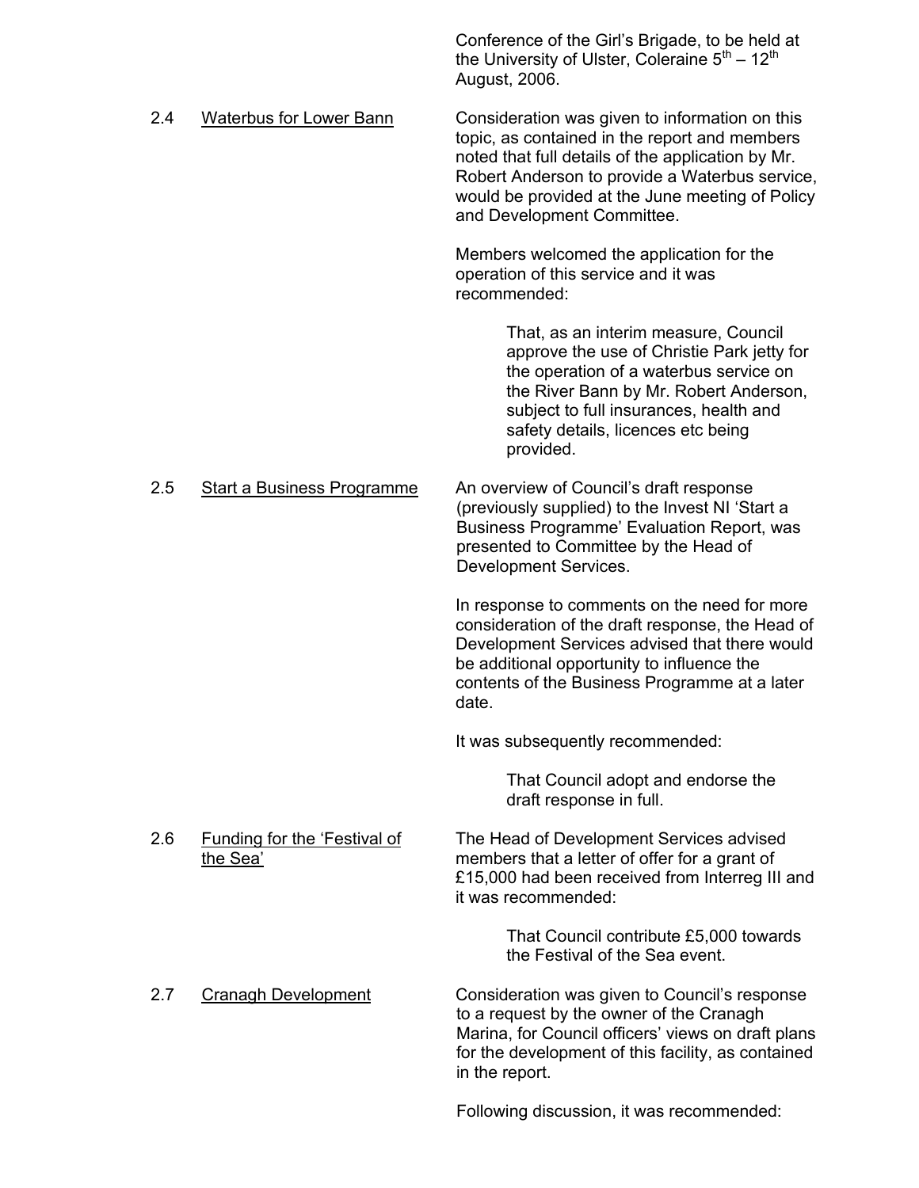Conference of the Girl's Brigade, to be held at the University of Ulster, Coleraine 5th – 12th August, 2006.

2.4 Waterbus for Lower Bann

Consideration was given to information on this topic, as contained in the report and members noted that full details of the application by Mr. Robert Anderson to provide a Waterbus service, would be provided at the June meeting of Policy and Development Committee.

Members welcomed the application for the operation of this service and it was recommended:

> That, as an interim measure, Council approve the use of Christie Park jetty for the operation of a waterbus service on the River Bann by Mr. Robert Anderson, subject to full insurances, health and safety details, licences etc being provided.

2.5 Start a Business Programme

An overview of Council's draft response (previously supplied) to the Invest NI 'Start a Business Programme' Evaluation Report, was presented to Committee by the Head of Development Services.

In response to comments on the need for more consideration of the draft response, the Head of Development Services advised that there would be additional opportunity to influence the contents of the Business Programme at a later date.

It was subsequently recommended:

> That Council adopt and endorse the draft response in full.

2.6 Funding for the 'Festival of the Sea'

The Head of Development Services advised members that a letter of offer for a grant of £15,000 had been received from Interreg III and it was recommended:

> That Council contribute £5,000 towards the Festival of the Sea event.

2.7 Cranagh Development

Consideration was given to Council's response to a request by the owner of the Cranagh Marina, for Council officers' views on draft plans for the development of this facility, as contained in the report.

Following discussion, it was recommended: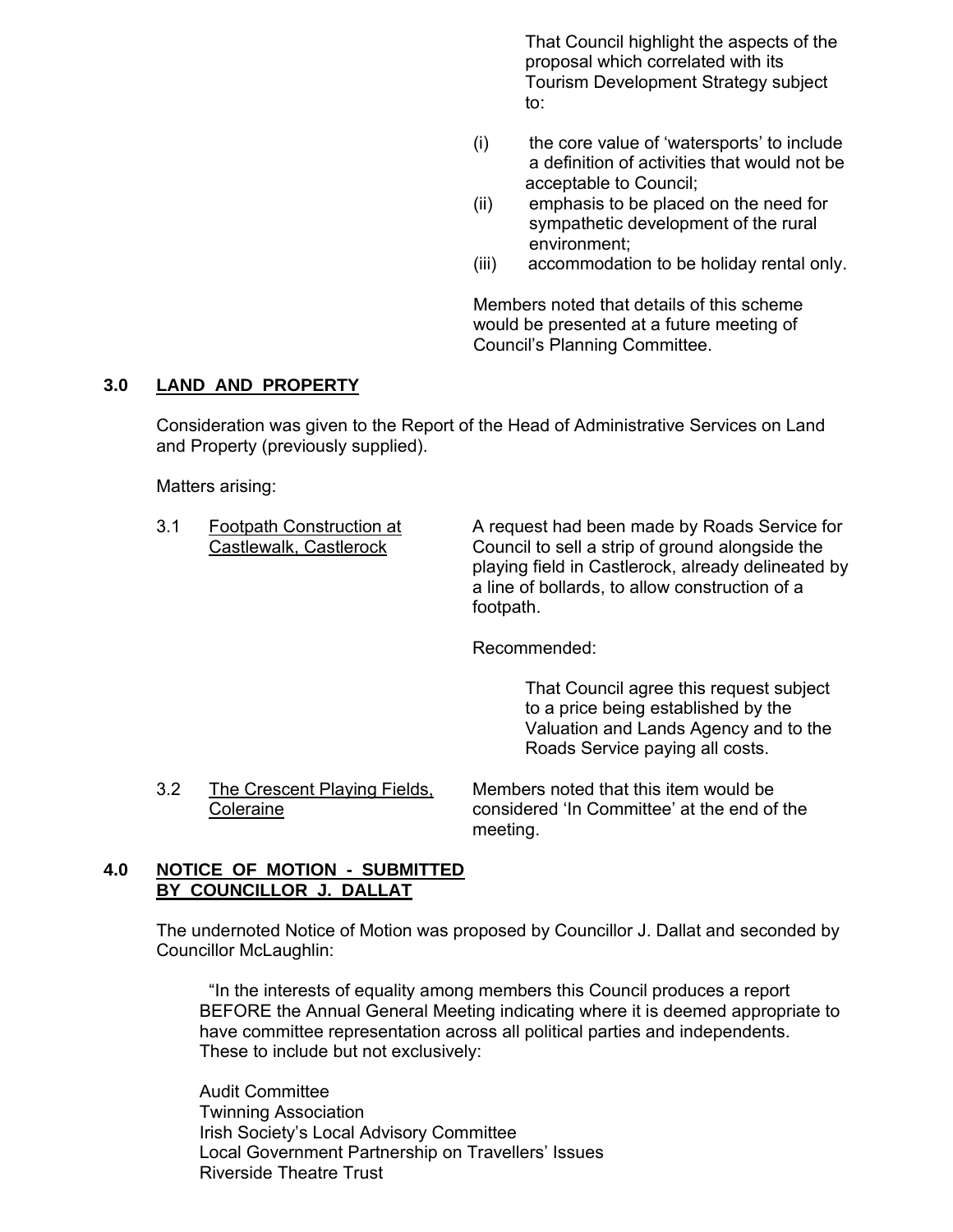That Council highlight the aspects of the proposal which correlated with its Tourism Development Strategy subject to:

(i) the core value of 'watersports' to include a definition of activities that would not be acceptable to Council;
(ii) emphasis to be placed on the need for sympathetic development of the rural environment;
(iii) accommodation to be holiday rental only.

Members noted that details of this scheme would be presented at a future meeting of Council's Planning Committee.

## 3.0 LAND AND PROPERTY

Consideration was given to the Report of the Head of Administrative Services on Land and Property (previously supplied).

Matters arising:

3.1 Footpath Construction at Castlewalk, Castlerock

A request had been made by Roads Service for Council to sell a strip of ground alongside the playing field in Castlerock, already delineated by a line of bollards, to allow construction of a footpath.

Recommended:

That Council agree this request subject to a price being established by the Valuation and Lands Agency and to the Roads Service paying all costs.

3.2 The Crescent Playing Fields, Coleraine

Members noted that this item would be considered 'In Committee' at the end of the meeting.

## 4.0 NOTICE OF MOTION - SUBMITTED BY COUNCILLOR J. DALLAT

The undernoted Notice of Motion was proposed by Councillor J. Dallat and seconded by Councillor McLaughlin:

"In the interests of equality among members this Council produces a report BEFORE the Annual General Meeting indicating where it is deemed appropriate to have committee representation across all political parties and independents. These to include but not exclusively:

Audit Committee
Twinning Association
Irish Society's Local Advisory Committee
Local Government Partnership on Travellers' Issues
Riverside Theatre Trust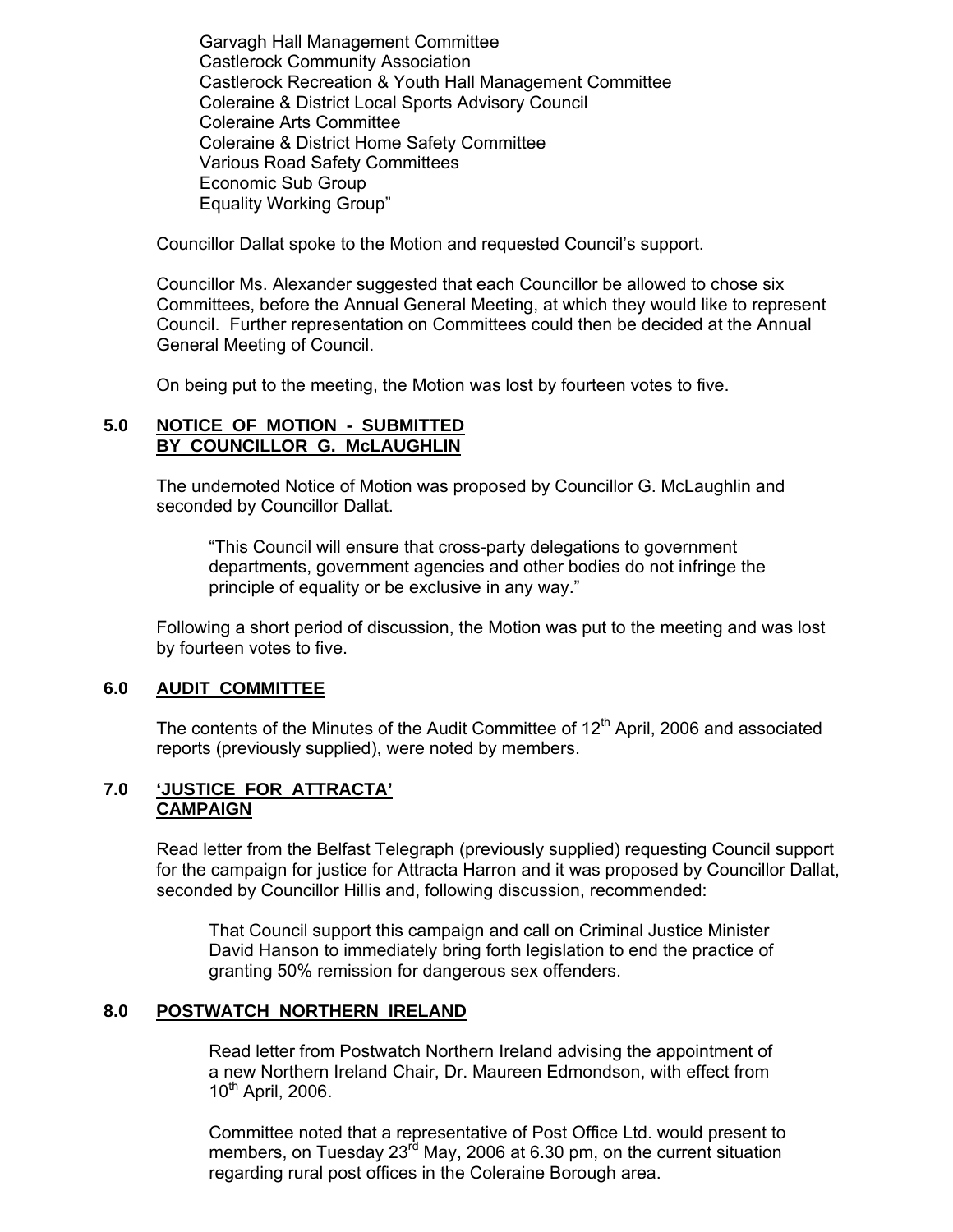Garvagh Hall Management Committee
Castlerock Community Association
Castlerock Recreation & Youth Hall Management Committee
Coleraine & District Local Sports Advisory Council
Coleraine Arts Committee
Coleraine & District Home Safety Committee
Various Road Safety Committees
Economic Sub Group
Equality Working Group"

Councillor Dallat spoke to the Motion and requested Council's support.

Councillor Ms. Alexander suggested that each Councillor be allowed to chose six Committees, before the Annual General Meeting, at which they would like to represent Council. Further representation on Committees could then be decided at the Annual General Meeting of Council.

On being put to the meeting, the Motion was lost by fourteen votes to five.

## 5.0 NOTICE OF MOTION - SUBMITTED BY COUNCILLOR G. McLAUGHLIN

The undernoted Notice of Motion was proposed by Councillor G. McLaughlin and seconded by Councillor Dallat.

> "This Council will ensure that cross-party delegations to government departments, government agencies and other bodies do not infringe the principle of equality or be exclusive in any way."

Following a short period of discussion, the Motion was put to the meeting and was lost by fourteen votes to five.

## 6.0 AUDIT COMMITTEE

The contents of the Minutes of the Audit Committee of 12th April, 2006 and associated reports (previously supplied), were noted by members.

## 7.0 'JUSTICE FOR ATTRACTA' CAMPAIGN

Read letter from the Belfast Telegraph (previously supplied) requesting Council support for the campaign for justice for Attracta Harron and it was proposed by Councillor Dallat, seconded by Councillor Hillis and, following discussion, recommended:

> That Council support this campaign and call on Criminal Justice Minister David Hanson to immediately bring forth legislation to end the practice of granting 50% remission for dangerous sex offenders.

## 8.0 POSTWATCH NORTHERN IRELAND

Read letter from Postwatch Northern Ireland advising the appointment of a new Northern Ireland Chair, Dr. Maureen Edmondson, with effect from 10th April, 2006.

Committee noted that a representative of Post Office Ltd. would present to members, on Tuesday 23rd May, 2006 at 6.30 pm, on the current situation regarding rural post offices in the Coleraine Borough area.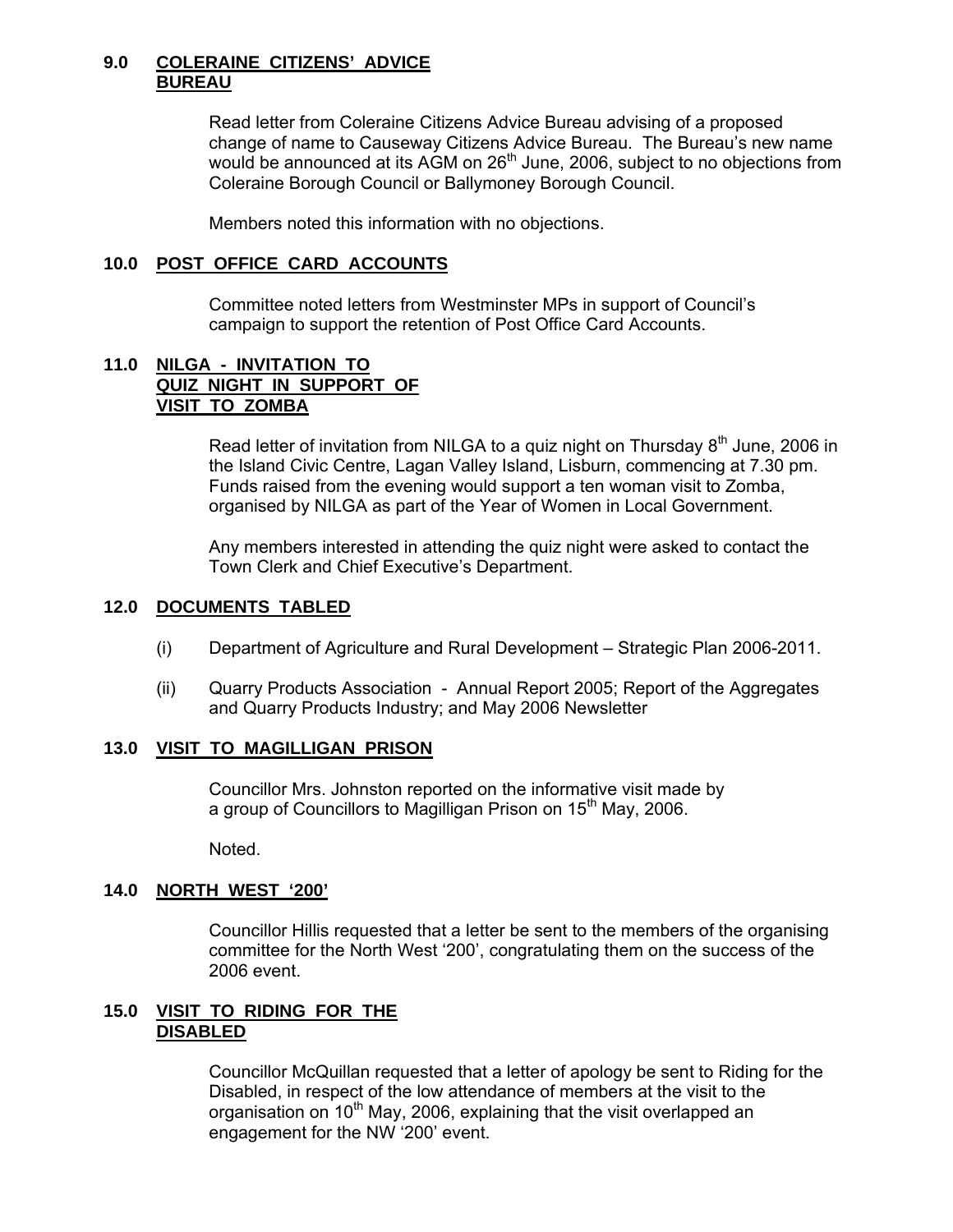## 9.0 COLERAINE CITIZENS' ADVICE BUREAU

Read letter from Coleraine Citizens Advice Bureau advising of a proposed change of name to Causeway Citizens Advice Bureau. The Bureau's new name would be announced at its AGM on 26th June, 2006, subject to no objections from Coleraine Borough Council or Ballymoney Borough Council.

Members noted this information with no objections.

## 10.0 POST OFFICE CARD ACCOUNTS

Committee noted letters from Westminster MPs in support of Council's campaign to support the retention of Post Office Card Accounts.

## 11.0 NILGA - INVITATION TO QUIZ NIGHT IN SUPPORT OF VISIT TO ZOMBA

Read letter of invitation from NILGA to a quiz night on Thursday 8th June, 2006 in the Island Civic Centre, Lagan Valley Island, Lisburn, commencing at 7.30 pm. Funds raised from the evening would support a ten woman visit to Zomba, organised by NILGA as part of the Year of Women in Local Government.

Any members interested in attending the quiz night were asked to contact the Town Clerk and Chief Executive's Department.

## 12.0 DOCUMENTS TABLED

(i) Department of Agriculture and Rural Development – Strategic Plan 2006-2011.

(ii) Quarry Products Association - Annual Report 2005; Report of the Aggregates and Quarry Products Industry; and May 2006 Newsletter

## 13.0 VISIT TO MAGILLIGAN PRISON

Councillor Mrs. Johnston reported on the informative visit made by a group of Councillors to Magilligan Prison on 15th May, 2006.

Noted.

## 14.0 NORTH WEST '200'

Councillor Hillis requested that a letter be sent to the members of the organising committee for the North West '200', congratulating them on the success of the 2006 event.

## 15.0 VISIT TO RIDING FOR THE DISABLED

Councillor McQuillan requested that a letter of apology be sent to Riding for the Disabled, in respect of the low attendance of members at the visit to the organisation on 10th May, 2006, explaining that the visit overlapped an engagement for the NW '200' event.